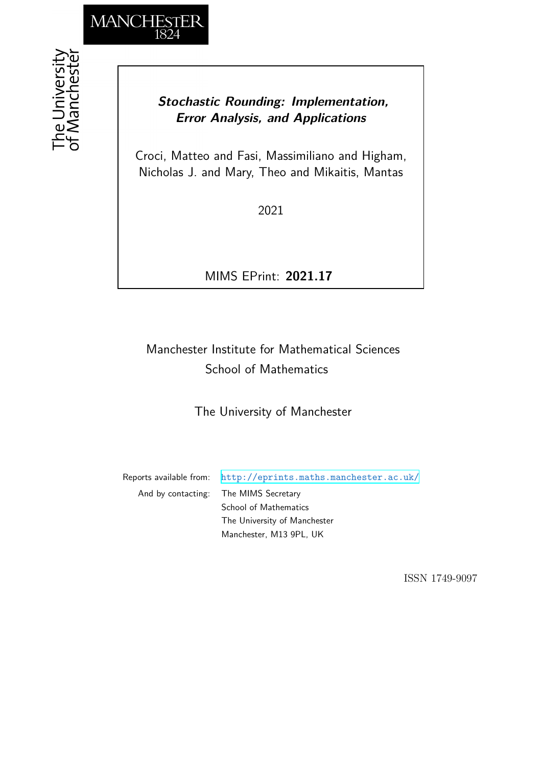MANCHESTER
1824

The University of Manchester

***Stochastic Rounding: Implementation, Error Analysis, and Applications***

Croci, Matteo and Fasi, Massimiliano and Higham, Nicholas J. and Mary, Theo and Mikaitis, Mantas

2021

MIMS EPrint: **2021.17**

Manchester Institute for Mathematical Sciences
School of Mathematics

The University of Manchester

Reports available from: http://eprints.maths.manchester.ac.uk/

And by contacting: The MIMS Secretary
School of Mathematics
The University of Manchester
Manchester, M13 9PL, UK

ISSN 1749-9097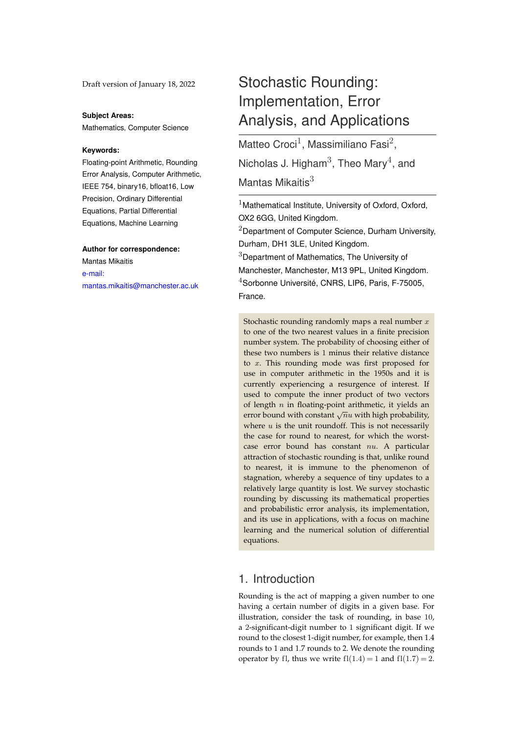Draft version of January 18, 2022

**Subject Areas:**

Mathematics, Computer Science

**Keywords:**

Floating-point Arithmetic, Rounding Error Analysis, Computer Arithmetic, IEEE 754, binary16, bfloat16, Low Precision, Ordinary Differential Equations, Partial Differential Equations, Machine Learning

**Author for correspondence:**

Mantas Mikaitis

e-mail: mantas.mikaitis@manchester.ac.uk

# Stochastic Rounding: Implementation, Error Analysis, and Applications

Matteo Croci[1], Massimiliano Fasi[2], Nicholas J. Higham[3], Theo Mary[4], and Mantas Mikaitis[3]

[1]Mathematical Institute, University of Oxford, Oxford, OX2 6GG, United Kingdom.

[2]Department of Computer Science, Durham University, Durham, DH1 3LE, United Kingdom.

[3]Department of Mathematics, The University of Manchester, Manchester, M13 9PL, United Kingdom.

[4]Sorbonne Université, CNRS, LIP6, Paris, F-75005, France.

Stochastic rounding randomly maps a real number $x$ to one of the two nearest values in a finite precision number system. The probability of choosing either of these two numbers is 1 minus their relative distance to $x$. This rounding mode was first proposed for use in computer arithmetic in the 1950s and it is currently experiencing a resurgence of interest. If used to compute the inner product of two vectors of length $n$ in floating-point arithmetic, it yields an error bound with constant $\sqrt{n}u$ with high probability, where $u$ is the unit roundoff. This is not necessarily the case for round to nearest, for which the worst-case error bound has constant $nu$. A particular attraction of stochastic rounding is that, unlike round to nearest, it is immune to the phenomenon of stagnation, whereby a sequence of tiny updates to a relatively large quantity is lost. We survey stochastic rounding by discussing its mathematical properties and probabilistic error analysis, its implementation, and its use in applications, with a focus on machine learning and the numerical solution of differential equations.

## 1. Introduction

Rounding is the act of mapping a given number to one having a certain number of digits in a given base. For illustration, consider the task of rounding, in base 10, a 2-significant-digit number to 1 significant digit. If we round to the closest 1-digit number, for example, then 1.4 rounds to 1 and 1.7 rounds to 2. We denote the rounding operator by fl, thus we write $\mathrm{fl}(1.4) = 1$ and $\mathrm{fl}(1.7) = 2$.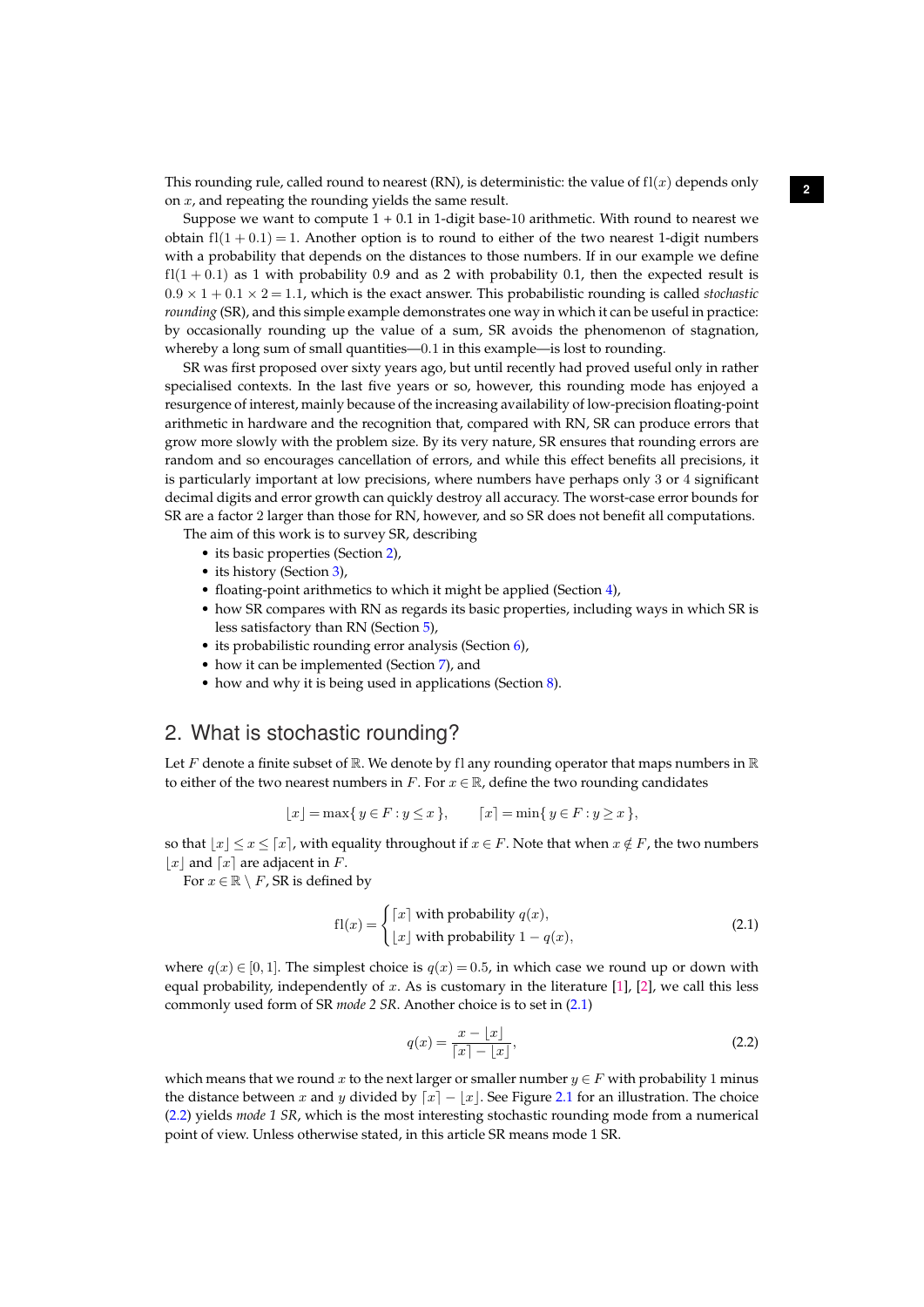This rounding rule, called round to nearest (RN), is deterministic: the value of $\mathrm{fl}(x)$ depends only on $x$, and repeating the rounding yields the same result.

Suppose we want to compute $1 + 0.1$ in 1-digit base-10 arithmetic. With round to nearest we obtain $\mathrm{fl}(1+0.1) = 1$. Another option is to round to either of the two nearest 1-digit numbers with a probability that depends on the distances to those numbers. If in our example we define $\mathrm{fl}(1+0.1)$ as 1 with probability 0.9 and as 2 with probability 0.1, then the expected result is $0.9 \times 1 + 0.1 \times 2 = 1.1$, which is the exact answer. This probabilistic rounding is called *stochastic rounding* (SR), and this simple example demonstrates one way in which it can be useful in practice: by occasionally rounding up the value of a sum, SR avoids the phenomenon of stagnation, whereby a long sum of small quantities—0.1 in this example—is lost to rounding.

SR was first proposed over sixty years ago, but until recently had proved useful only in rather specialised contexts. In the last five years or so, however, this rounding mode has enjoyed a resurgence of interest, mainly because of the increasing availability of low-precision floating-point arithmetic in hardware and the recognition that, compared with RN, SR can produce errors that grow more slowly with the problem size. By its very nature, SR ensures that rounding errors are random and so encourages cancellation of errors, and while this effect benefits all precisions, it is particularly important at low precisions, where numbers have perhaps only 3 or 4 significant decimal digits and error growth can quickly destroy all accuracy. The worst-case error bounds for SR are a factor 2 larger than those for RN, however, and so SR does not benefit all computations.

The aim of this work is to survey SR, describing

- its basic properties (Section 2),
- its history (Section 3),
- floating-point arithmetics to which it might be applied (Section 4),
- how SR compares with RN as regards its basic properties, including ways in which SR is less satisfactory than RN (Section 5),
- its probabilistic rounding error analysis (Section 6),
- how it can be implemented (Section 7), and
- how and why it is being used in applications (Section 8).

## 2. What is stochastic rounding?

Let $F$ denote a finite subset of $\mathbb{R}$. We denote by $\mathrm{fl}$ any rounding operator that maps numbers in $\mathbb{R}$ to either of the two nearest numbers in $F$. For $x \in \mathbb{R}$, define the two rounding candidates

$$\lfloor x \rfloor = \max\{\, y \in F : y \le x \,\}, \qquad \lceil x \rceil = \min\{\, y \in F : y \ge x \,\},$$

so that $\lfloor x \rfloor \le x \le \lceil x \rceil$, with equality throughout if $x \in F$. Note that when $x \notin F$, the two numbers $\lfloor x \rfloor$ and $\lceil x \rceil$ are adjacent in $F$.

For $x \in \mathbb{R} \setminus F$, SR is defined by

$$\mathrm{fl}(x) = \begin{cases} \lceil x \rceil & \text{with probability } q(x), \\ \lfloor x \rfloor & \text{with probability } 1 - q(x), \end{cases} \tag{2.1}$$

where $q(x) \in [0, 1]$. The simplest choice is $q(x) = 0.5$, in which case we round up or down with equal probability, independently of $x$. As is customary in the literature [1], [2], we call this less commonly used form of SR *mode 2 SR*. Another choice is to set in (2.1)

$$q(x) = \frac{x - \lfloor x \rfloor}{\lceil x \rceil - \lfloor x \rfloor}, \tag{2.2}$$

which means that we round $x$ to the next larger or smaller number $y \in F$ with probability 1 minus the distance between $x$ and $y$ divided by $\lceil x \rceil - \lfloor x \rfloor$. See Figure 2.1 for an illustration. The choice (2.2) yields *mode 1 SR*, which is the most interesting stochastic rounding mode from a numerical point of view. Unless otherwise stated, in this article SR means mode 1 SR.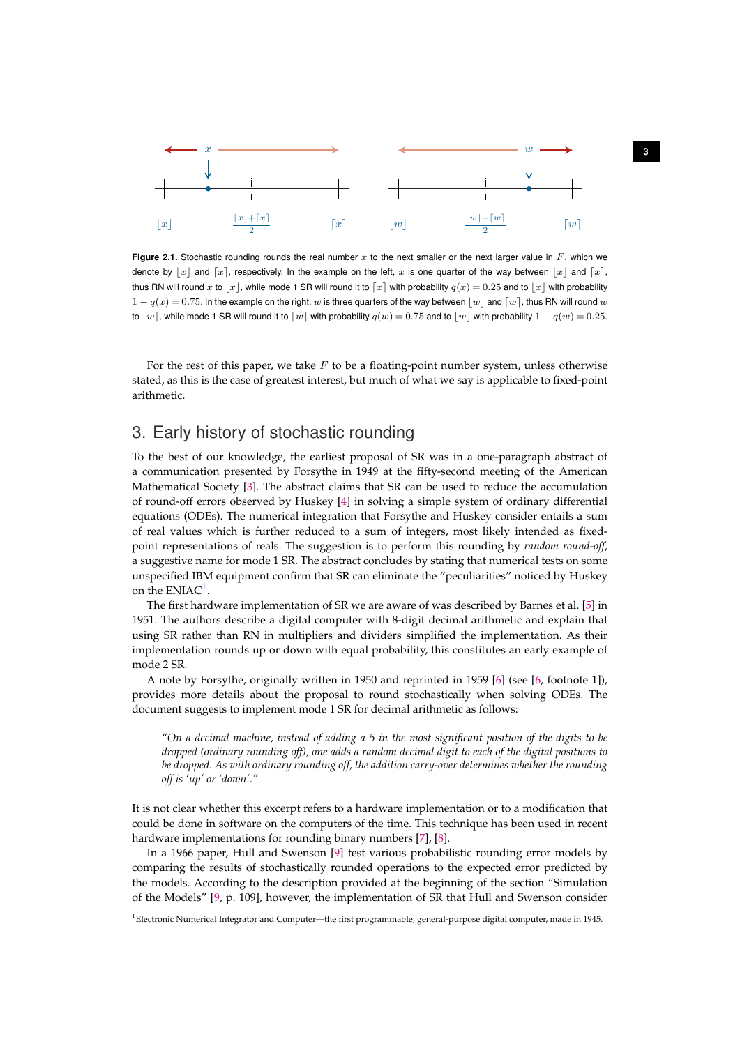**Figure 2.1.** Stochastic rounding rounds the real number $x$ to the next smaller or the next larger value in $F$, which we denote by $\lfloor x \rfloor$ and $\lceil x \rceil$, respectively. In the example on the left, $x$ is one quarter of the way between $\lfloor x \rfloor$ and $\lceil x \rceil$, thus RN will round $x$ to $\lfloor x \rfloor$, while mode 1 SR will round it to $\lceil x \rceil$ with probability $q(x) = 0.25$ and to $\lfloor x \rfloor$ with probability $1 - q(x) = 0.75$. In the example on the right, $w$ is three quarters of the way between $\lfloor w \rfloor$ and $\lceil w \rceil$, thus RN will round $w$ to $\lceil w \rceil$, while mode 1 SR will round it to $\lceil w \rceil$ with probability $q(w) = 0.75$ and to $\lfloor w \rfloor$ with probability $1 - q(w) = 0.25$.

For the rest of this paper, we take $F$ to be a floating-point number system, unless otherwise stated, as this is the case of greatest interest, but much of what we say is applicable to fixed-point arithmetic.

## 3. Early history of stochastic rounding

To the best of our knowledge, the earliest proposal of SR was in a one-paragraph abstract of a communication presented by Forsythe in 1949 at the fifty-second meeting of the American Mathematical Society [3]. The abstract claims that SR can be used to reduce the accumulation of round-off errors observed by Huskey [4] in solving a simple system of ordinary differential equations (ODEs). The numerical integration that Forsythe and Huskey consider entails a sum of real values which is further reduced to a sum of integers, most likely intended as fixed-point representations of reals. The suggestion is to perform this rounding by *random round-off*, a suggestive name for mode 1 SR. The abstract concludes by stating that numerical tests on some unspecified IBM equipment confirm that SR can eliminate the "peculiarities" noticed by Huskey on the ENIAC[1].

The first hardware implementation of SR we are aware of was described by Barnes et al. [5] in 1951. The authors describe a digital computer with 8-digit decimal arithmetic and explain that using SR rather than RN in multipliers and dividers simplified the implementation. As their implementation rounds up or down with equal probability, this constitutes an early example of mode 2 SR.

A note by Forsythe, originally written in 1950 and reprinted in 1959 [6] (see [6, footnote 1]), provides more details about the proposal to round stochastically when solving ODEs. The document suggests to implement mode 1 SR for decimal arithmetic as follows:

> *"On a decimal machine, instead of adding a 5 in the most significant position of the digits to be dropped (ordinary rounding off), one adds a random decimal digit to each of the digital positions to be dropped. As with ordinary rounding off, the addition carry-over determines whether the rounding off is 'up' or 'down'."*

It is not clear whether this excerpt refers to a hardware implementation or to a modification that could be done in software on the computers of the time. This technique has been used in recent hardware implementations for rounding binary numbers [7], [8].

In a 1966 paper, Hull and Swenson [9] test various probabilistic rounding error models by comparing the results of stochastically rounded operations to the expected error predicted by the models. According to the description provided at the beginning of the section "Simulation of the Models" [9, p. 109], however, the implementation of SR that Hull and Swenson consider

[1] Electronic Numerical Integrator and Computer—the first programmable, general-purpose digital computer, made in 1945.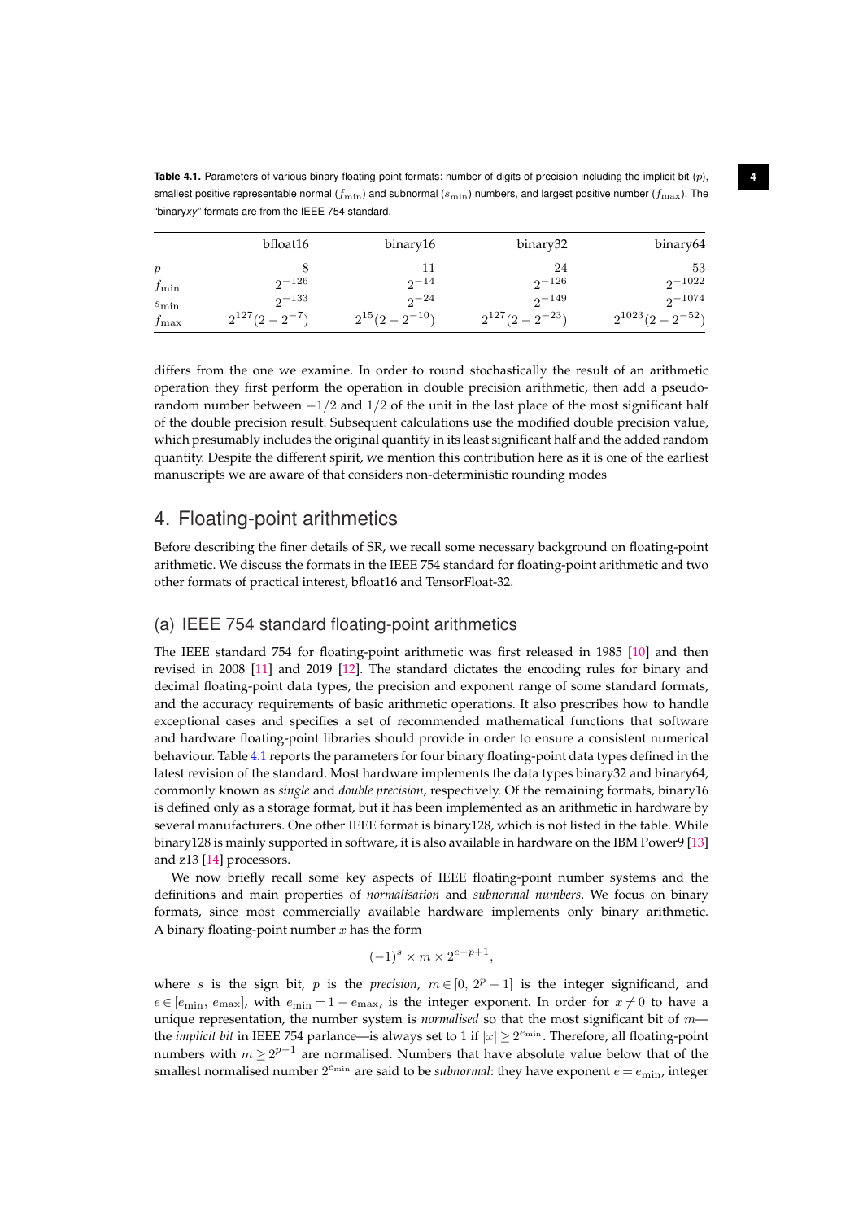**Table 4.1.** Parameters of various binary floating-point formats: number of digits of precision including the implicit bit ($p$), smallest positive representable normal ($f_{\min}$) and subnormal ($s_{\min}$) numbers, and largest positive number ($f_{\max}$). The "binary*xy*" formats are from the IEEE 754 standard.

| | bfloat16 | binary16 | binary32 | binary64 |
|---|---|---|---|---|
| $p$ | 8 | 11 | 24 | 53 |
| $f_{\min}$ | $2^{-126}$ | $2^{-14}$ | $2^{-126}$ | $2^{-1022}$ |
| $s_{\min}$ | $2^{-133}$ | $2^{-24}$ | $2^{-149}$ | $2^{-1074}$ |
| $f_{\max}$ | $2^{127}(2-2^{-7})$ | $2^{15}(2-2^{-10})$ | $2^{127}(2-2^{-23})$ | $2^{1023}(2-2^{-52})$ |

differs from the one we examine. In order to round stochastically the result of an arithmetic operation they first perform the operation in double precision arithmetic, then add a pseudo-random number between $-1/2$ and $1/2$ of the unit in the last place of the most significant half of the double precision result. Subsequent calculations use the modified double precision value, which presumably includes the original quantity in its least significant half and the added random quantity. Despite the different spirit, we mention this contribution here as it is one of the earliest manuscripts we are aware of that considers non-deterministic rounding modes

## 4. Floating-point arithmetics

Before describing the finer details of SR, we recall some necessary background on floating-point arithmetic. We discuss the formats in the IEEE 754 standard for floating-point arithmetic and two other formats of practical interest, bfloat16 and TensorFloat-32.

### (a) IEEE 754 standard floating-point arithmetics

The IEEE standard 754 for floating-point arithmetic was first released in 1985 [10] and then revised in 2008 [11] and 2019 [12]. The standard dictates the encoding rules for binary and decimal floating-point data types, the precision and exponent range of some standard formats, and the accuracy requirements of basic arithmetic operations. It also prescribes how to handle exceptional cases and specifies a set of recommended mathematical functions that software and hardware floating-point libraries should provide in order to ensure a consistent numerical behaviour. Table 4.1 reports the parameters for four binary floating-point data types defined in the latest revision of the standard. Most hardware implements the data types binary32 and binary64, commonly known as *single* and *double precision*, respectively. Of the remaining formats, binary16 is defined only as a storage format, but it has been implemented as an arithmetic in hardware by several manufacturers. One other IEEE format is binary128, which is not listed in the table. While binary128 is mainly supported in software, it is also available in hardware on the IBM Power9 [13] and z13 [14] processors.

We now briefly recall some key aspects of IEEE floating-point number systems and the definitions and main properties of *normalisation* and *subnormal numbers*. We focus on binary formats, since most commercially available hardware implements only binary arithmetic. A binary floating-point number $x$ has the form

$$(-1)^s \times m \times 2^{e-p+1},$$

where $s$ is the sign bit, $p$ is the *precision*, $m \in [0,\, 2^p - 1]$ is the integer significand, and $e \in [e_{\min},\, e_{\max}]$, with $e_{\min} = 1 - e_{\max}$, is the integer exponent. In order for $x \neq 0$ to have a unique representation, the number system is *normalised* so that the most significant bit of $m$—the *implicit bit* in IEEE 754 parlance—is always set to 1 if $|x| \geq 2^{e_{\min}}$. Therefore, all floating-point numbers with $m \geq 2^{p-1}$ are normalised. Numbers that have absolute value below that of the smallest normalised number $2^{e_{\min}}$ are said to be *subnormal*: they have exponent $e = e_{\min}$, integer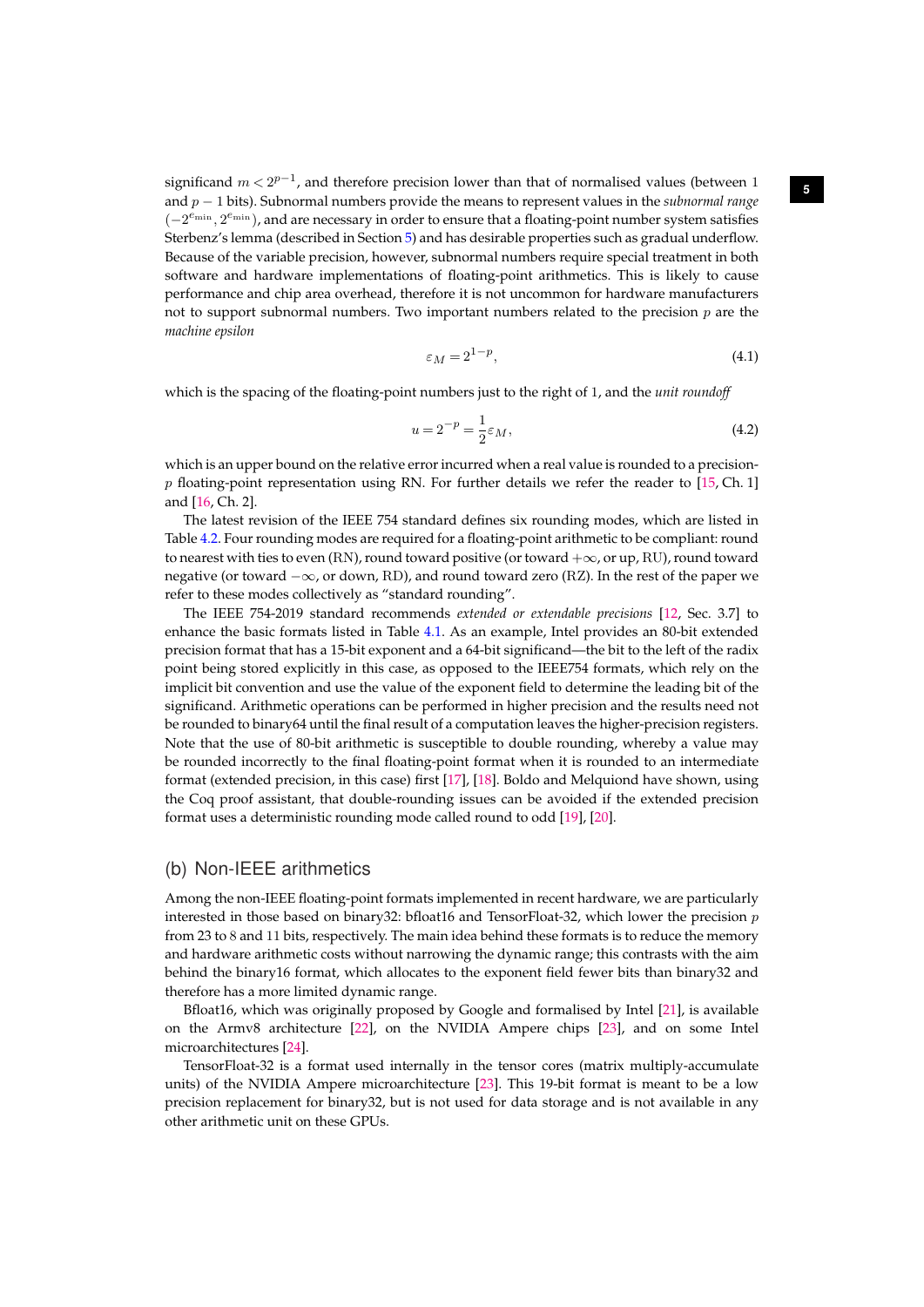significand $m < 2^{p-1}$, and therefore precision lower than that of normalised values (between 1 and $p-1$ bits). Subnormal numbers provide the means to represent values in the *subnormal range* $(-2^{e_{\min}}, 2^{e_{\min}})$, and are necessary in order to ensure that a floating-point number system satisfies Sterbenz's lemma (described in Section 5) and has desirable properties such as gradual underflow. Because of the variable precision, however, subnormal numbers require special treatment in both software and hardware implementations of floating-point arithmetics. This is likely to cause performance and chip area overhead, therefore it is not uncommon for hardware manufacturers not to support subnormal numbers. Two important numbers related to the precision $p$ are the *machine epsilon*

$$\varepsilon_M = 2^{1-p}, \tag{4.1}$$

which is the spacing of the floating-point numbers just to the right of 1, and the *unit roundoff*

$$u = 2^{-p} = \frac{1}{2}\varepsilon_M, \tag{4.2}$$

which is an upper bound on the relative error incurred when a real value is rounded to a precision-$p$ floating-point representation using RN. For further details we refer the reader to [15, Ch. 1] and [16, Ch. 2].

The latest revision of the IEEE 754 standard defines six rounding modes, which are listed in Table 4.2. Four rounding modes are required for a floating-point arithmetic to be compliant: round to nearest with ties to even (RN), round toward positive (or toward $+\infty$, or up, RU), round toward negative (or toward $-\infty$, or down, RD), and round toward zero (RZ). In the rest of the paper we refer to these modes collectively as "standard rounding".

The IEEE 754-2019 standard recommends *extended or extendable precisions* [12, Sec. 3.7] to enhance the basic formats listed in Table 4.1. As an example, Intel provides an 80-bit extended precision format that has a 15-bit exponent and a 64-bit significand—the bit to the left of the radix point being stored explicitly in this case, as opposed to the IEEE754 formats, which rely on the implicit bit convention and use the value of the exponent field to determine the leading bit of the significand. Arithmetic operations can be performed in higher precision and the results need not be rounded to binary64 until the final result of a computation leaves the higher-precision registers. Note that the use of 80-bit arithmetic is susceptible to double rounding, whereby a value may be rounded incorrectly to the final floating-point format when it is rounded to an intermediate format (extended precision, in this case) first [17], [18]. Boldo and Melquiond have shown, using the Coq proof assistant, that double-rounding issues can be avoided if the extended precision format uses a deterministic rounding mode called round to odd [19], [20].

## (b) Non-IEEE arithmetics

Among the non-IEEE floating-point formats implemented in recent hardware, we are particularly interested in those based on binary32: bfloat16 and TensorFloat-32, which lower the precision $p$ from 23 to 8 and 11 bits, respectively. The main idea behind these formats is to reduce the memory and hardware arithmetic costs without narrowing the dynamic range; this contrasts with the aim behind the binary16 format, which allocates to the exponent field fewer bits than binary32 and therefore has a more limited dynamic range.

Bfloat16, which was originally proposed by Google and formalised by Intel [21], is available on the Armv8 architecture [22], on the NVIDIA Ampere chips [23], and on some Intel microarchitectures [24].

TensorFloat-32 is a format used internally in the tensor cores (matrix multiply-accumulate units) of the NVIDIA Ampere microarchitecture [23]. This 19-bit format is meant to be a low precision replacement for binary32, but is not used for data storage and is not available in any other arithmetic unit on these GPUs.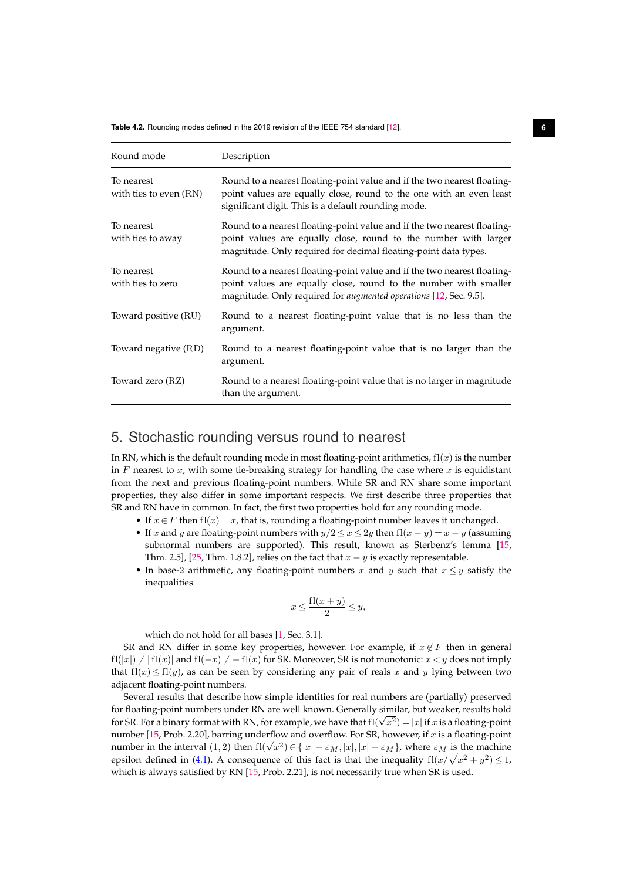**Table 4.2.** Rounding modes defined in the 2019 revision of the IEEE 754 standard [12].

| Round mode | Description |
|---|---|
| To nearest with ties to even (RN) | Round to a nearest floating-point value and if the two nearest floating-point values are equally close, round to the one with an even least significant digit. This is a default rounding mode. |
| To nearest with ties to away | Round to a nearest floating-point value and if the two nearest floating-point values are equally close, round to the number with larger magnitude. Only required for decimal floating-point data types. |
| To nearest with ties to zero | Round to a nearest floating-point value and if the two nearest floating-point values are equally close, round to the number with smaller magnitude. Only required for *augmented operations* [12, Sec. 9.5]. |
| Toward positive (RU) | Round to a nearest floating-point value that is no less than the argument. |
| Toward negative (RD) | Round to a nearest floating-point value that is no larger than the argument. |
| Toward zero (RZ) | Round to a nearest floating-point value that is no larger in magnitude than the argument. |

## 5. Stochastic rounding versus round to nearest

In RN, which is the default rounding mode in most floating-point arithmetics, $\mathrm{fl}(x)$ is the number in $F$ nearest to $x$, with some tie-breaking strategy for handling the case where $x$ is equidistant from the next and previous floating-point numbers. While SR and RN share some important properties, they also differ in some important respects. We first describe three properties that SR and RN have in common. In fact, the first two properties hold for any rounding mode.

- If $x \in F$ then $\mathrm{fl}(x) = x$, that is, rounding a floating-point number leaves it unchanged.
- If $x$ and $y$ are floating-point numbers with $y/2 \le x \le 2y$ then $\mathrm{fl}(x-y) = x - y$ (assuming subnormal numbers are supported). This result, known as Sterbenz's lemma [15, Thm. 2.5], [25, Thm. 1.8.2], relies on the fact that $x - y$ is exactly representable.
- In base-2 arithmetic, any floating-point numbers $x$ and $y$ such that $x \le y$ satisfy the inequalities

$$x \le \frac{\mathrm{fl}(x+y)}{2} \le y,$$

  which do not hold for all bases [1, Sec. 3.1].

SR and RN differ in some key properties, however. For example, if $x \notin F$ then in general $\mathrm{fl}(|x|) \ne |\mathrm{fl}(x)|$ and $\mathrm{fl}(-x) \ne -\mathrm{fl}(x)$ for SR. Moreover, SR is not monotonic: $x < y$ does not imply that $\mathrm{fl}(x) \le \mathrm{fl}(y)$, as can be seen by considering any pair of reals $x$ and $y$ lying between two adjacent floating-point numbers.

Several results that describe how simple identities for real numbers are (partially) preserved for floating-point numbers under RN are well known. Generally similar, but weaker, results hold for SR. For a binary format with RN, for example, we have that $\mathrm{fl}(\sqrt{x^2}) = |x|$ if $x$ is a floating-point number [15, Prob. 2.20], barring underflow and overflow. For SR, however, if $x$ is a floating-point number in the interval $(1,2)$ then $\mathrm{fl}(\sqrt{x^2}) \in \{|x| - \varepsilon_M, |x|, |x| + \varepsilon_M\}$, where $\varepsilon_M$ is the machine epsilon defined in (4.1). A consequence of this fact is that the inequality $\mathrm{fl}(x/\sqrt{x^2+y^2}) \le 1$, which is always satisfied by RN [15, Prob. 2.21], is not necessarily true when SR is used.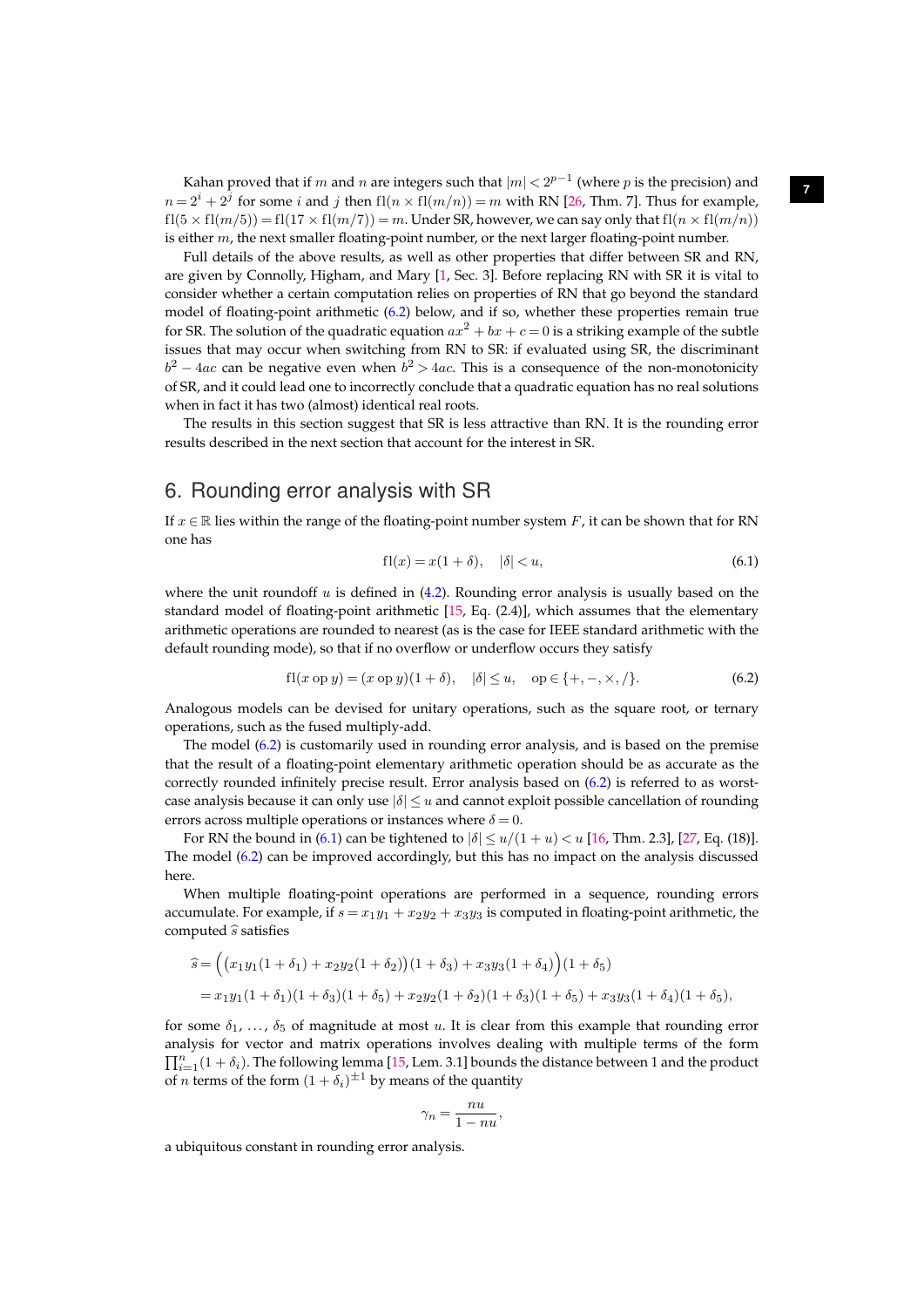Kahan proved that if $m$ and $n$ are integers such that $|m| < 2^{p-1}$ (where $p$ is the precision) and $n = 2^i + 2^j$ for some $i$ and $j$ then $\text{fl}(n \times \text{fl}(m/n)) = m$ with RN [26, Thm. 7]. Thus for example, $\text{fl}(5 \times \text{fl}(m/5)) = \text{fl}(17 \times \text{fl}(m/7)) = m$. Under SR, however, we can say only that $\text{fl}(n \times \text{fl}(m/n))$ is either $m$, the next smaller floating-point number, or the next larger floating-point number.

Full details of the above results, as well as other properties that differ between SR and RN, are given by Connolly, Higham, and Mary [1, Sec. 3]. Before replacing RN with SR it is vital to consider whether a certain computation relies on properties of RN that go beyond the standard model of floating-point arithmetic (6.2) below, and if so, whether these properties remain true for SR. The solution of the quadratic equation $ax^2 + bx + c = 0$ is a striking example of the subtle issues that may occur when switching from RN to SR: if evaluated using SR, the discriminant $b^2 - 4ac$ can be negative even when $b^2 > 4ac$. This is a consequence of the non-monotonicity of SR, and it could lead one to incorrectly conclude that a quadratic equation has no real solutions when in fact it has two (almost) identical real roots.

The results in this section suggest that SR is less attractive than RN. It is the rounding error results described in the next section that account for the interest in SR.

# 6. Rounding error analysis with SR

If $x \in \mathbb{R}$ lies within the range of the floating-point number system $F$, it can be shown that for RN one has

$$\text{fl}(x) = x(1 + \delta), \quad |\delta| < u, \tag{6.1}$$

where the unit roundoff $u$ is defined in (4.2). Rounding error analysis is usually based on the standard model of floating-point arithmetic [15, Eq. (2.4)], which assumes that the elementary arithmetic operations are rounded to nearest (as is the case for IEEE standard arithmetic with the default rounding mode), so that if no overflow or underflow occurs they satisfy

$$\text{fl}(x \text{ op } y) = (x \text{ op } y)(1 + \delta), \quad |\delta| \le u, \quad \text{op} \in \{+, -, \times, /\}. \tag{6.2}$$

Analogous models can be devised for unitary operations, such as the square root, or ternary operations, such as the fused multiply-add.

The model (6.2) is customarily used in rounding error analysis, and is based on the premise that the result of a floating-point elementary arithmetic operation should be as accurate as the correctly rounded infinitely precise result. Error analysis based on (6.2) is referred to as worst-case analysis because it can only use $|\delta| \le u$ and cannot exploit possible cancellation of rounding errors across multiple operations or instances where $\delta = 0$.

For RN the bound in (6.1) can be tightened to $|\delta| \le u/(1+u) < u$ [16, Thm. 2.3], [27, Eq. (18)]. The model (6.2) can be improved accordingly, but this has no impact on the analysis discussed here.

When multiple floating-point operations are performed in a sequence, rounding errors accumulate. For example, if $s = x_1y_1 + x_2y_2 + x_3y_3$ is computed in floating-point arithmetic, the computed $\widehat{s}$ satisfies

$$\begin{aligned}
\widehat{s} &= \Big(\big(x_1y_1(1+\delta_1) + x_2y_2(1+\delta_2)\big)(1+\delta_3) + x_3y_3(1+\delta_4)\Big)(1+\delta_5) \\
&= x_1y_1(1+\delta_1)(1+\delta_3)(1+\delta_5) + x_2y_2(1+\delta_2)(1+\delta_3)(1+\delta_5) + x_3y_3(1+\delta_4)(1+\delta_5),
\end{aligned}$$

for some $\delta_1, \ldots, \delta_5$ of magnitude at most $u$. It is clear from this example that rounding error analysis for vector and matrix operations involves dealing with multiple terms of the form $\prod_{i=1}^{n}(1+\delta_i)$. The following lemma [15, Lem. 3.1] bounds the distance between 1 and the product of $n$ terms of the form $(1+\delta_i)^{\pm 1}$ by means of the quantity

$$\gamma_n = \frac{nu}{1 - nu},$$

a ubiquitous constant in rounding error analysis.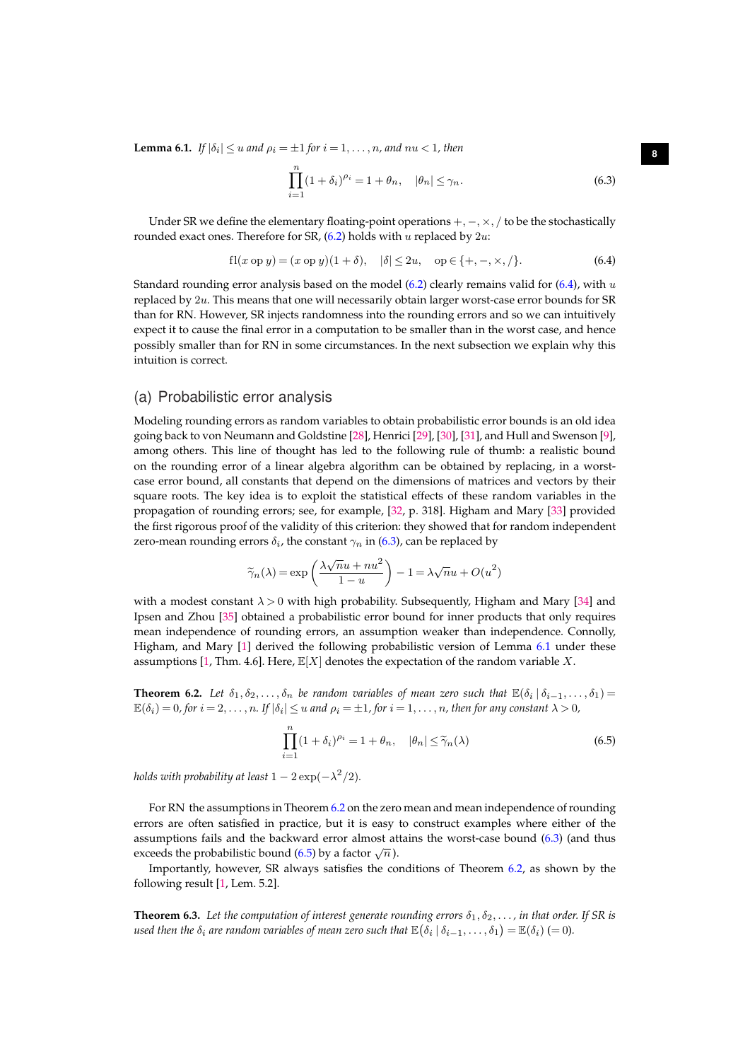**Lemma 6.1.** *If $|\delta_i| \le u$ and $\rho_i = \pm 1$ for $i = 1, \dots, n$, and $nu < 1$, then*

$$\prod_{i=1}^{n} (1 + \delta_i)^{\rho_i} = 1 + \theta_n, \quad |\theta_n| \le \gamma_n. \tag{6.3}$$

Under SR we define the elementary floating-point operations $+, -, \times, /$ to be the stochastically rounded exact ones. Therefore for SR, (6.2) holds with $u$ replaced by $2u$:

$$\mathrm{fl}(x \text{ op } y) = (x \text{ op } y)(1 + \delta), \quad |\delta| \le 2u, \quad \text{op} \in \{+, -, \times, /\}. \tag{6.4}$$

Standard rounding error analysis based on the model (6.2) clearly remains valid for (6.4), with $u$ replaced by $2u$. This means that one will necessarily obtain larger worst-case error bounds for SR than for RN. However, SR injects randomness into the rounding errors and so we can intuitively expect it to cause the final error in a computation to be smaller than in the worst case, and hence possibly smaller than for RN in some circumstances. In the next subsection we explain why this intuition is correct.

## (a) Probabilistic error analysis

Modeling rounding errors as random variables to obtain probabilistic error bounds is an old idea going back to von Neumann and Goldstine [28], Henrici [29], [30], [31], and Hull and Swenson [9], among others. This line of thought has led to the following rule of thumb: a realistic bound on the rounding error of a linear algebra algorithm can be obtained by replacing, in a worst-case error bound, all constants that depend on the dimensions of matrices and vectors by their square roots. The key idea is to exploit the statistical effects of these random variables in the propagation of rounding errors; see, for example, [32, p. 318]. Higham and Mary [33] provided the first rigorous proof of the validity of this criterion: they showed that for random independent zero-mean rounding errors $\delta_i$, the constant $\gamma_n$ in (6.3), can be replaced by

$$\widetilde{\gamma}_n(\lambda) = \exp\left(\frac{\lambda\sqrt{n}u + nu^2}{1-u}\right) - 1 = \lambda\sqrt{n}u + O(u^2)$$

with a modest constant $\lambda > 0$ with high probability. Subsequently, Higham and Mary [34] and Ipsen and Zhou [35] obtained a probabilistic error bound for inner products that only requires mean independence of rounding errors, an assumption weaker than independence. Connolly, Higham, and Mary [1] derived the following probabilistic version of Lemma 6.1 under these assumptions [1, Thm. 4.6]. Here, $\mathbb{E}[X]$ denotes the expectation of the random variable $X$.

**Theorem 6.2.** *Let $\delta_1, \delta_2, \dots, \delta_n$ be random variables of mean zero such that $\mathbb{E}(\delta_i \mid \delta_{i-1}, \dots, \delta_1) = \mathbb{E}(\delta_i) = 0$, for $i = 2, \dots, n$. If $|\delta_i| \le u$ and $\rho_i = \pm 1$, for $i = 1, \dots, n$, then for any constant $\lambda > 0$,*

$$\prod_{i=1}^{n} (1 + \delta_i)^{\rho_i} = 1 + \theta_n, \quad |\theta_n| \le \widetilde{\gamma}_n(\lambda) \tag{6.5}$$

*holds with probability at least $1 - 2\exp(-\lambda^2/2)$.*

For RN the assumptions in Theorem 6.2 on the zero mean and mean independence of rounding errors are often satisfied in practice, but it is easy to construct examples where either of the assumptions fails and the backward error almost attains the worst-case bound (6.3) (and thus exceeds the probabilistic bound (6.5) by a factor $\sqrt{n}$).

Importantly, however, SR always satisfies the conditions of Theorem 6.2, as shown by the following result [1, Lem. 5.2].

**Theorem 6.3.** *Let the computation of interest generate rounding errors $\delta_1, \delta_2, \dots$, in that order. If SR is used then the $\delta_i$ are random variables of mean zero such that $\mathbb{E}(\delta_i \mid \delta_{i-1}, \dots, \delta_1) = \mathbb{E}(\delta_i)$ $(= 0)$.*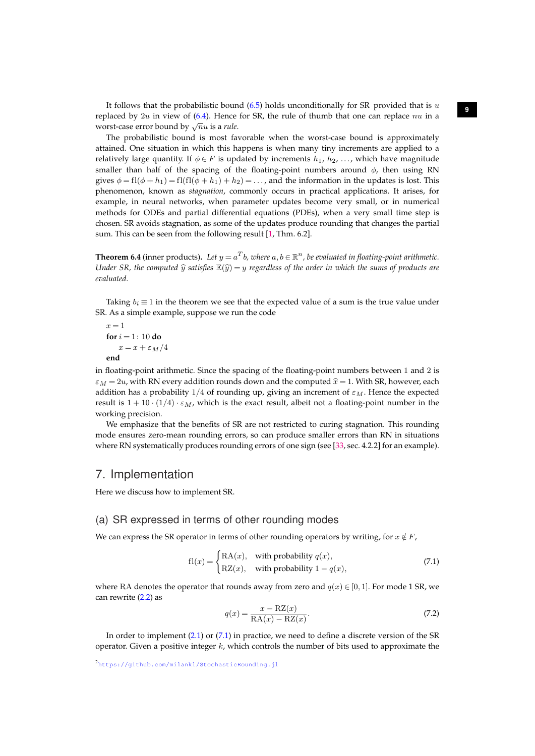It follows that the probabilistic bound (6.5) holds unconditionally for SR provided that is $u$ replaced by $2u$ in view of (6.4). Hence for SR, the rule of thumb that one can replace $nu$ in a worst-case error bound by $\sqrt{n}u$ is a *rule*.

The probabilistic bound is most favorable when the worst-case bound is approximately attained. One situation in which this happens is when many tiny increments are applied to a relatively large quantity. If $\phi \in F$ is updated by increments $h_1, h_2, \ldots$, which have magnitude smaller than half of the spacing of the floating-point numbers around $\phi$, then using RN gives $\phi = \mathrm{fl}(\phi + h_1) = \mathrm{fl}(\mathrm{fl}(\phi + h_1) + h_2) = \ldots$, and the information in the updates is lost. This phenomenon, known as *stagnation*, commonly occurs in practical applications. It arises, for example, in neural networks, when parameter updates become very small, or in numerical methods for ODEs and partial differential equations (PDEs), when a very small time step is chosen. SR avoids stagnation, as some of the updates produce rounding that changes the partial sum. This can be seen from the following result [1, Thm. 6.2].

**Theorem 6.4** (inner products). *Let $y = a^T b$, where $a, b \in \mathbb{R}^n$, be evaluated in floating-point arithmetic. Under SR, the computed $\widehat{y}$ satisfies $\mathbb{E}(\widehat{y}) = y$ regardless of the order in which the sums of products are evaluated.*

Taking $b_i \equiv 1$ in the theorem we see that the expected value of a sum is the true value under SR. As a simple example, suppose we run the code

$x = 1$
**for** $i = 1\colon 10$ **do**
  $x = x + \varepsilon_M/4$
**end**

in floating-point arithmetic. Since the spacing of the floating-point numbers between 1 and 2 is $\varepsilon_M = 2u$, with RN every addition rounds down and the computed $\widehat{x} = 1$. With SR, however, each addition has a probability $1/4$ of rounding up, giving an increment of $\varepsilon_M$. Hence the expected result is $1 + 10 \cdot (1/4) \cdot \varepsilon_M$, which is the exact result, albeit not a floating-point number in the working precision.

We emphasize that the benefits of SR are not restricted to curing stagnation. This rounding mode ensures zero-mean rounding errors, so can produce smaller errors than RN in situations where RN systematically produces rounding errors of one sign (see [33, sec. 4.2.2] for an example).

## 7. Implementation

Here we discuss how to implement SR.

### (a) SR expressed in terms of other rounding modes

We can express the SR operator in terms of other rounding operators by writing, for $x \notin F$,

$$\mathrm{fl}(x) = \begin{cases} \mathrm{RA}(x), & \text{with probability } q(x), \\ \mathrm{RZ}(x), & \text{with probability } 1 - q(x), \end{cases} \tag{7.1}$$

where RA denotes the operator that rounds away from zero and $q(x) \in [0, 1]$. For mode 1 SR, we can rewrite (2.2) as

$$q(x) = \frac{x - \mathrm{RZ}(x)}{\mathrm{RA}(x) - \mathrm{RZ}(x)}. \tag{7.2}$$

In order to implement (2.1) or (7.1) in practice, we need to define a discrete version of the SR operator. Given a positive integer $k$, which controls the number of bits used to approximate the

[2] https://github.com/milankl/StochasticRounding.jl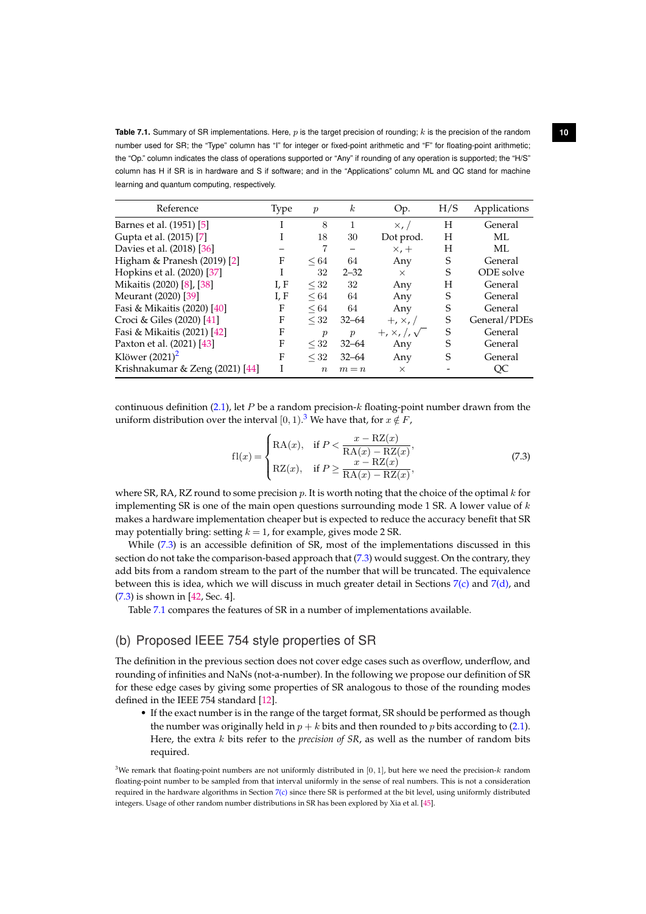**Table 7.1.** Summary of SR implementations. Here, $p$ is the target precision of rounding; $k$ is the precision of the random number used for SR; the "Type" column has "I" for integer or fixed-point arithmetic and "F" for floating-point arithmetic; the "Op." column indicates the class of operations supported or "Any" if rounding of any operation is supported; the "H/S" column has H if SR is in hardware and S if software; and in the "Applications" column ML and QC stand for machine learning and quantum computing, respectively.

| Reference | Type | $p$ | $k$ | Op. | H/S | Applications |
|---|---|---|---|---|---|---|
| Barnes et al. (1951) [5] | I | 8 | 1 | $\times, /$ | H | General |
| Gupta et al. (2015) [7] | I | 18 | 30 | Dot prod. | H | ML |
| Davies et al. (2018) [36] | – | 7 | – | $\times, +$ | H | ML |
| Higham & Pranesh (2019) [2] | F | $\leq 64$ | 64 | Any | S | General |
| Hopkins et al. (2020) [37] | I | 32 | 2–32 | $\times$ | S | ODE solve |
| Mikaitis (2020) [8], [38] | I, F | $\leq 32$ | 32 | Any | H | General |
| Meurant (2020) [39] | I, F | $\leq 64$ | 64 | Any | S | General |
| Fasi & Mikaitis (2020) [40] | F | $\leq 64$ | 64 | Any | S | General |
| Croci & Giles (2020) [41] | F | $\leq 32$ | 32–64 | $+, \times, /$ | S | General/PDEs |
| Fasi & Mikaitis (2021) [42] | F | $p$ | $p$ | $+, \times, /, \sqrt{\ }$ | S | General |
| Paxton et al. (2021) [43] | F | $\leq 32$ | 32–64 | Any | S | General |
| Klöwer (2021)[2] | F | $\leq 32$ | 32–64 | Any | S | General |
| Krishnakumar & Zeng (2021) [44] | I | $n$ | $m = n$ | $\times$ | - | QC |

continuous definition (2.1), let $P$ be a random precision-$k$ floating-point number drawn from the uniform distribution over the interval $[0, 1)$.[3] We have that, for $x \notin F$,

$$\mathrm{fl}(x) = \begin{cases} \mathrm{RA}(x), & \text{if } P < \dfrac{x - \mathrm{RZ}(x)}{\mathrm{RA}(x) - \mathrm{RZ}(x)}, \\ \mathrm{RZ}(x), & \text{if } P \geq \dfrac{x - \mathrm{RZ}(x)}{\mathrm{RA}(x) - \mathrm{RZ}(x)}, \end{cases} \tag{7.3}$$

where SR, RA, RZ round to some precision $p$. It is worth noting that the choice of the optimal $k$ for implementing SR is one of the main open questions surrounding mode 1 SR. A lower value of $k$ makes a hardware implementation cheaper but is expected to reduce the accuracy benefit that SR may potentially bring: setting $k = 1$, for example, gives mode 2 SR.

While (7.3) is an accessible definition of SR, most of the implementations discussed in this section do not take the comparison-based approach that (7.3) would suggest. On the contrary, they add bits from a random stream to the part of the number that will be truncated. The equivalence between this is idea, which we will discuss in much greater detail in Sections 7(c) and 7(d), and (7.3) is shown in [42, Sec. 4].

Table 7.1 compares the features of SR in a number of implementations available.

## (b) Proposed IEEE 754 style properties of SR

The definition in the previous section does not cover edge cases such as overflow, underflow, and rounding of infinities and NaNs (not-a-number). In the following we propose our definition of SR for these edge cases by giving some properties of SR analogous to those of the rounding modes defined in the IEEE 754 standard [12].

- If the exact number is in the range of the target format, SR should be performed as though the number was originally held in $p + k$ bits and then rounded to $p$ bits according to (2.1). Here, the extra $k$ bits refer to the *precision of SR*, as well as the number of random bits required.

[3] We remark that floating-point numbers are not uniformly distributed in $[0, 1]$, but here we need the precision-$k$ random floating-point number to be sampled from that interval uniformly in the sense of real numbers. This is not a consideration required in the hardware algorithms in Section 7(c) since there SR is performed at the bit level, using uniformly distributed integers. Usage of other random number distributions in SR has been explored by Xia et al. [45].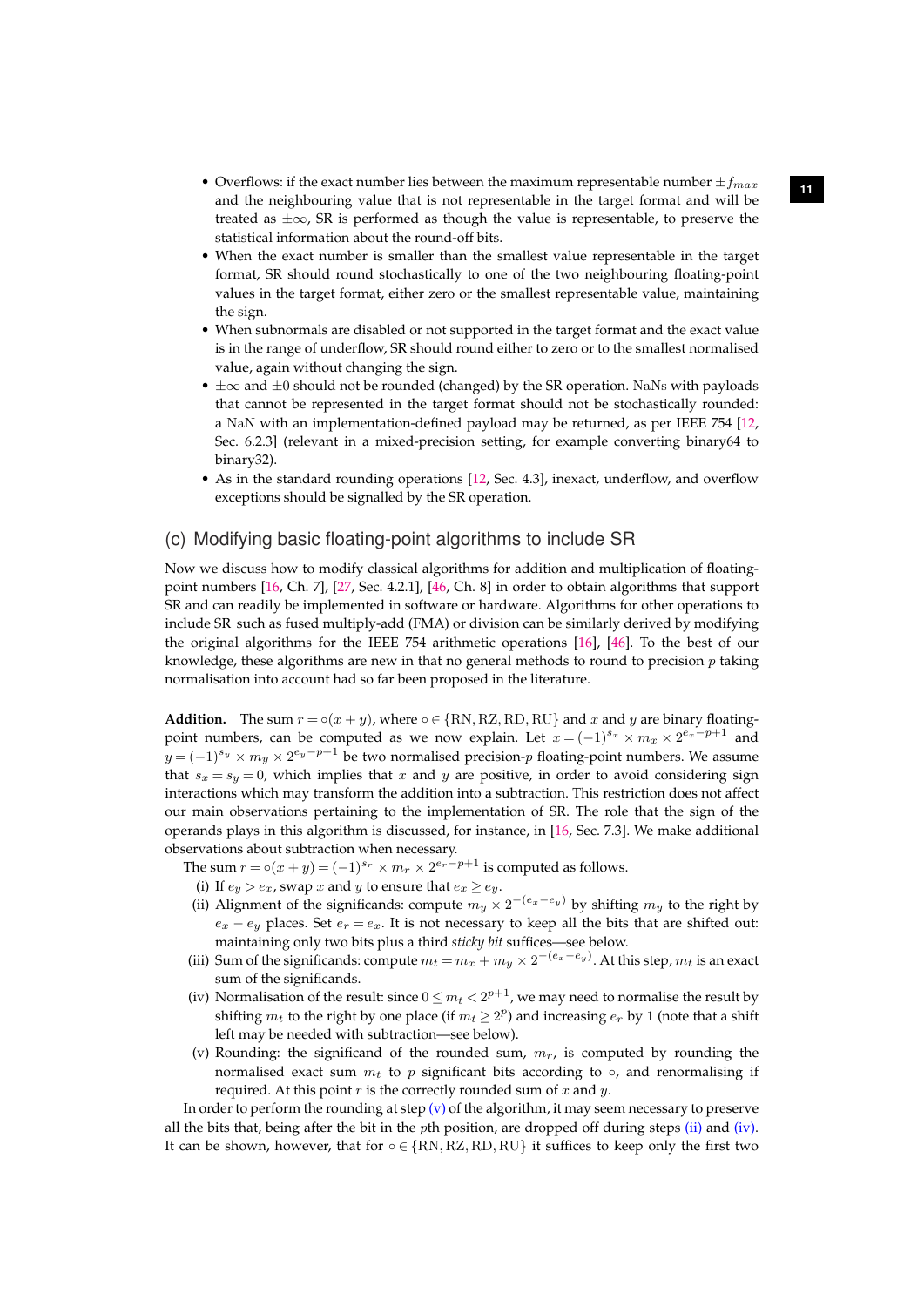- Overflows: if the exact number lies between the maximum representable number $\pm f_{max}$ and the neighbouring value that is not representable in the target format and will be treated as $\pm\infty$, SR is performed as though the value is representable, to preserve the statistical information about the round-off bits.
- When the exact number is smaller than the smallest value representable in the target format, SR should round stochastically to one of the two neighbouring floating-point values in the target format, either zero or the smallest representable value, maintaining the sign.
- When subnormals are disabled or not supported in the target format and the exact value is in the range of underflow, SR should round either to zero or to the smallest normalised value, again without changing the sign.
- $\pm\infty$ and $\pm 0$ should not be rounded (changed) by the SR operation. NaNs with payloads that cannot be represented in the target format should not be stochastically rounded: a NaN with an implementation-defined payload may be returned, as per IEEE 754 [12, Sec. 6.2.3] (relevant in a mixed-precision setting, for example converting binary64 to binary32).
- As in the standard rounding operations [12, Sec. 4.3], inexact, underflow, and overflow exceptions should be signalled by the SR operation.

## (c) Modifying basic floating-point algorithms to include SR

Now we discuss how to modify classical algorithms for addition and multiplication of floating-point numbers [16, Ch. 7], [27, Sec. 4.2.1], [46, Ch. 8] in order to obtain algorithms that support SR and can readily be implemented in software or hardware. Algorithms for other operations to include SR such as fused multiply-add (FMA) or division can be similarly derived by modifying the original algorithms for the IEEE 754 arithmetic operations [16], [46]. To the best of our knowledge, these algorithms are new in that no general methods to round to precision $p$ taking normalisation into account had so far been proposed in the literature.

**Addition.** The sum $r = \circ(x+y)$, where $\circ \in \{\mathrm{RN}, \mathrm{RZ}, \mathrm{RD}, \mathrm{RU}\}$ and $x$ and $y$ are binary floating-point numbers, can be computed as we now explain. Let $x = (-1)^{s_x} \times m_x \times 2^{e_x - p + 1}$ and $y = (-1)^{s_y} \times m_y \times 2^{e_y - p + 1}$ be two normalised precision-$p$ floating-point numbers. We assume that $s_x = s_y = 0$, which implies that $x$ and $y$ are positive, in order to avoid considering sign interactions which may transform the addition into a subtraction. This restriction does not affect our main observations pertaining to the implementation of SR. The role that the sign of the operands plays in this algorithm is discussed, for instance, in [16, Sec. 7.3]. We make additional observations about subtraction when necessary.

The sum $r = \circ(x+y) = (-1)^{s_r} \times m_r \times 2^{e_r - p + 1}$ is computed as follows.

(i) If $e_y > e_x$, swap $x$ and $y$ to ensure that $e_x \geq e_y$.

(ii) Alignment of the significands: compute $m_y \times 2^{-(e_x - e_y)}$ by shifting $m_y$ to the right by $e_x - e_y$ places. Set $e_r = e_x$. It is not necessary to keep all the bits that are shifted out: maintaining only two bits plus a third *sticky bit* suffices—see below.

(iii) Sum of the significands: compute $m_t = m_x + m_y \times 2^{-(e_x - e_y)}$. At this step, $m_t$ is an exact sum of the significands.

(iv) Normalisation of the result: since $0 \leq m_t < 2^{p+1}$, we may need to normalise the result by shifting $m_t$ to the right by one place (if $m_t \geq 2^p$) and increasing $e_r$ by 1 (note that a shift left may be needed with subtraction—see below).

(v) Rounding: the significand of the rounded sum, $m_r$, is computed by rounding the normalised exact sum $m_t$ to $p$ significant bits according to $\circ$, and renormalising if required. At this point $r$ is the correctly rounded sum of $x$ and $y$.

In order to perform the rounding at step (v) of the algorithm, it may seem necessary to preserve all the bits that, being after the bit in the $p$th position, are dropped off during steps (ii) and (iv). It can be shown, however, that for $\circ \in \{\mathrm{RN}, \mathrm{RZ}, \mathrm{RD}, \mathrm{RU}\}$ it suffices to keep only the first two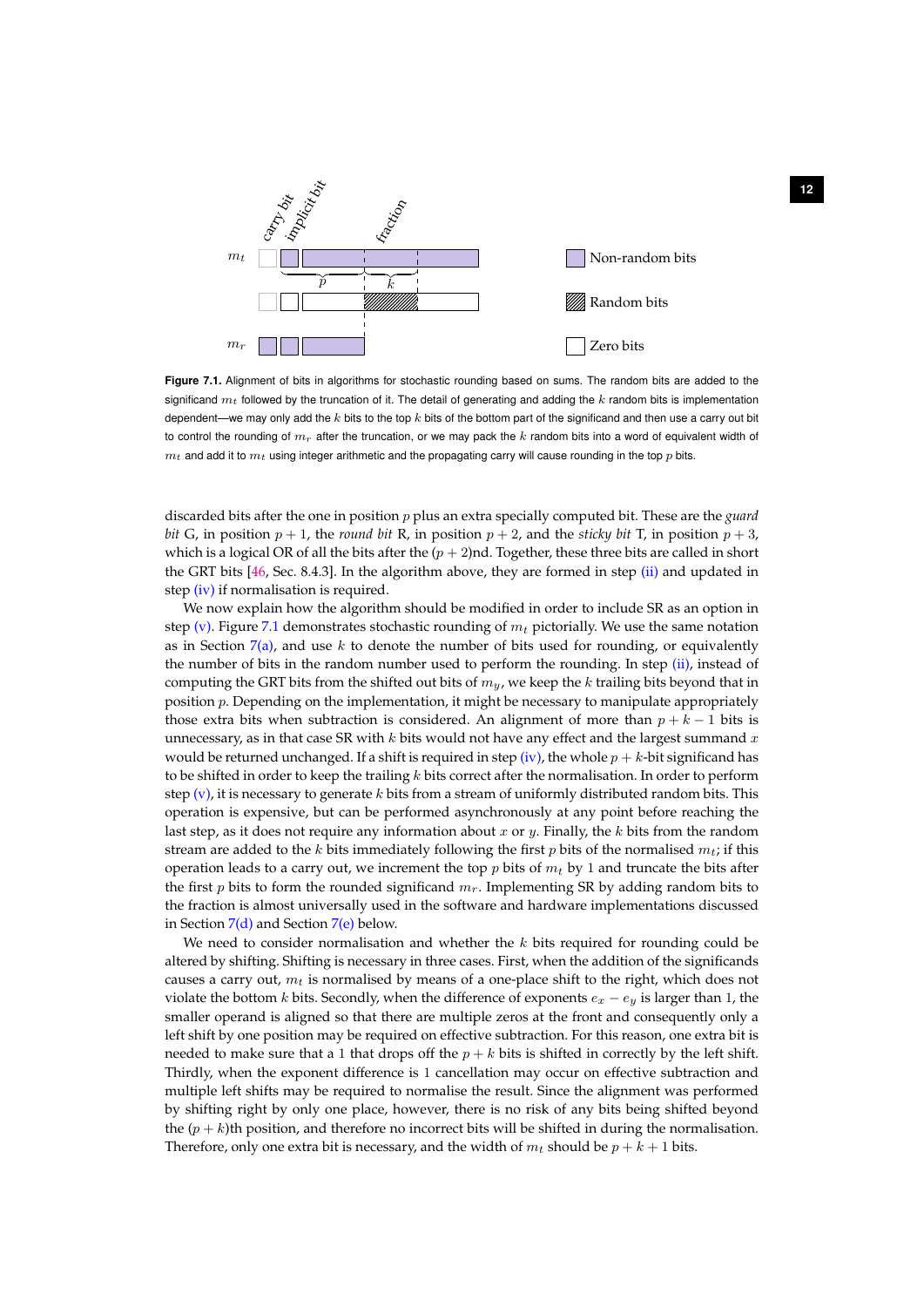**Figure 7.1.** Alignment of bits in algorithms for stochastic rounding based on sums. The random bits are added to the significand $m_t$ followed by the truncation of it. The detail of generating and adding the $k$ random bits is implementation dependent—we may only add the $k$ bits to the top $k$ bits of the bottom part of the significand and then use a carry out bit to control the rounding of $m_r$ after the truncation, or we may pack the $k$ random bits into a word of equivalent width of $m_t$ and add it to $m_t$ using integer arithmetic and the propagating carry will cause rounding in the top $p$ bits.

discarded bits after the one in position $p$ plus an extra specially computed bit. These are the *guard bit* G, in position $p+1$, the *round bit* R, in position $p+2$, and the *sticky bit* T, in position $p+3$, which is a logical OR of all the bits after the $(p+2)$nd. Together, these three bits are called in short the GRT bits [46, Sec. 8.4.3]. In the algorithm above, they are formed in step (ii) and updated in step (iv) if normalisation is required.

We now explain how the algorithm should be modified in order to include SR as an option in step (v). Figure 7.1 demonstrates stochastic rounding of $m_t$ pictorially. We use the same notation as in Section 7(a), and use $k$ to denote the number of bits used for rounding, or equivalently the number of bits in the random number used to perform the rounding. In step (ii), instead of computing the GRT bits from the shifted out bits of $m_y$, we keep the $k$ trailing bits beyond that in position $p$. Depending on the implementation, it might be necessary to manipulate appropriately those extra bits when subtraction is considered. An alignment of more than $p+k-1$ bits is unnecessary, as in that case SR with $k$ bits would not have any effect and the largest summand $x$ would be returned unchanged. If a shift is required in step (iv), the whole $p+k$-bit significand has to be shifted in order to keep the trailing $k$ bits correct after the normalisation. In order to perform step (v), it is necessary to generate $k$ bits from a stream of uniformly distributed random bits. This operation is expensive, but can be performed asynchronously at any point before reaching the last step, as it does not require any information about $x$ or $y$. Finally, the $k$ bits from the random stream are added to the $k$ bits immediately following the first $p$ bits of the normalised $m_t$; if this operation leads to a carry out, we increment the top $p$ bits of $m_t$ by 1 and truncate the bits after the first $p$ bits to form the rounded significand $m_r$. Implementing SR by adding random bits to the fraction is almost universally used in the software and hardware implementations discussed in Section 7(d) and Section 7(e) below.

We need to consider normalisation and whether the $k$ bits required for rounding could be altered by shifting. Shifting is necessary in three cases. First, when the addition of the significands causes a carry out, $m_t$ is normalised by means of a one-place shift to the right, which does not violate the bottom $k$ bits. Secondly, when the difference of exponents $e_x - e_y$ is larger than 1, the smaller operand is aligned so that there are multiple zeros at the front and consequently only a left shift by one position may be required on effective subtraction. For this reason, one extra bit is needed to make sure that a 1 that drops off the $p+k$ bits is shifted in correctly by the left shift. Thirdly, when the exponent difference is 1 cancellation may occur on effective subtraction and multiple left shifts may be required to normalise the result. Since the alignment was performed by shifting right by only one place, however, there is no risk of any bits being shifted beyond the $(p+k)$th position, and therefore no incorrect bits will be shifted in during the normalisation. Therefore, only one extra bit is necessary, and the width of $m_t$ should be $p+k+1$ bits.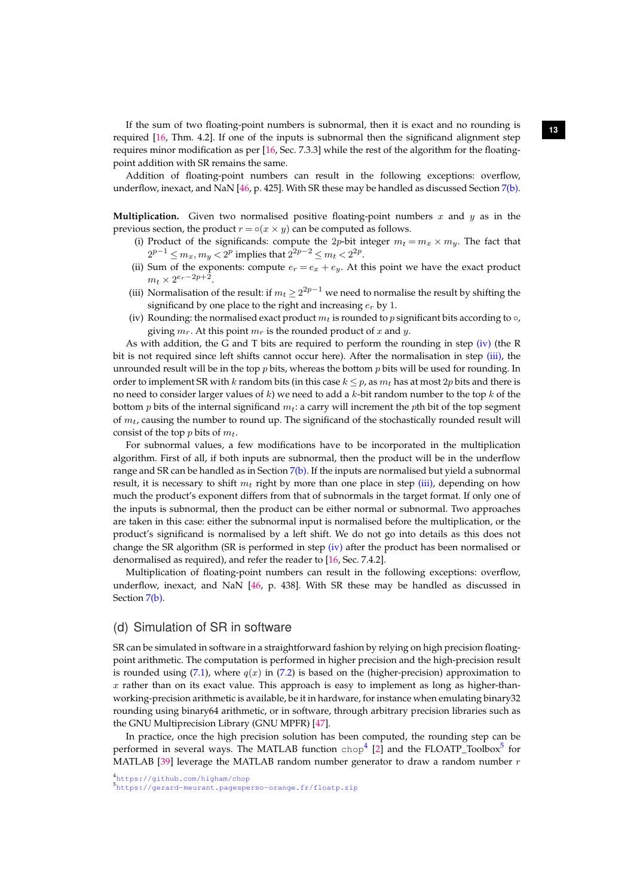If the sum of two floating-point numbers is subnormal, then it is exact and no rounding is required [16, Thm. 4.2]. If one of the inputs is subnormal then the significand alignment step requires minor modification as per [16, Sec. 7.3.3] while the rest of the algorithm for the floating-point addition with SR remains the same.

Addition of floating-point numbers can result in the following exceptions: overflow, underflow, inexact, and NaN [46, p. 425]. With SR these may be handled as discussed Section 7(b).

**Multiplication.** Given two normalised positive floating-point numbers $x$ and $y$ as in the previous section, the product $r = \circ(x \times y)$ can be computed as follows.

(i) Product of the significands: compute the $2p$-bit integer $m_t = m_x \times m_y$. The fact that $2^{p-1} \leq m_x, m_y < 2^p$ implies that $2^{2p-2} \leq m_t < 2^{2p}$.

(ii) Sum of the exponents: compute $e_r = e_x + e_y$. At this point we have the exact product $m_t \times 2^{e_r - 2p + 2}$.

(iii) Normalisation of the result: if $m_t \geq 2^{2p-1}$ we need to normalise the result by shifting the significand by one place to the right and increasing $e_r$ by 1.

(iv) Rounding: the normalised exact product $m_t$ is rounded to $p$ significant bits according to $\circ$, giving $m_r$. At this point $m_r$ is the rounded product of $x$ and $y$.

As with addition, the G and T bits are required to perform the rounding in step (iv) (the R bit is not required since left shifts cannot occur here). After the normalisation in step (iii), the unrounded result will be in the top $p$ bits, whereas the bottom $p$ bits will be used for rounding. In order to implement SR with $k$ random bits (in this case $k \leq p$, as $m_t$ has at most $2p$ bits and there is no need to consider larger values of $k$) we need to add a $k$-bit random number to the top $k$ of the bottom $p$ bits of the internal significand $m_t$: a carry will increment the $p$th bit of the top segment of $m_t$, causing the number to round up. The significand of the stochastically rounded result will consist of the top $p$ bits of $m_t$.

For subnormal values, a few modifications have to be incorporated in the multiplication algorithm. First of all, if both inputs are subnormal, then the product will be in the underflow range and SR can be handled as in Section 7(b). If the inputs are normalised but yield a subnormal result, it is necessary to shift $m_t$ right by more than one place in step (iii), depending on how much the product's exponent differs from that of subnormals in the target format. If only one of the inputs is subnormal, then the product can be either normal or subnormal. Two approaches are taken in this case: either the subnormal input is normalised before the multiplication, or the product's significand is normalised by a left shift. We do not go into details as this does not change the SR algorithm (SR is performed in step (iv) after the product has been normalised or denormalised as required), and refer the reader to [16, Sec. 7.4.2].

Multiplication of floating-point numbers can result in the following exceptions: overflow, underflow, inexact, and NaN [46, p. 438]. With SR these may be handled as discussed in Section 7(b).

## (d) Simulation of SR in software

SR can be simulated in software in a straightforward fashion by relying on high precision floating-point arithmetic. The computation is performed in higher precision and the high-precision result is rounded using (7.1), where $q(x)$ in (7.2) is based on the (higher-precision) approximation to $x$ rather than on its exact value. This approach is easy to implement as long as higher-than-working-precision arithmetic is available, be it in hardware, for instance when emulating binary32 rounding using binary64 arithmetic, or in software, through arbitrary precision libraries such as the GNU Multiprecision Library (GNU MPFR) [47].

In practice, once the high precision solution has been computed, the rounding step can be performed in several ways. The MATLAB function `chop`[4] [2] and the FLOATP_Toolbox[5] for MATLAB [39] leverage the MATLAB random number generator to draw a random number $r$

[4] https://github.com/higham/chop

[5] https://gerard-meurant.pagesperso-orange.fr/floatp.zip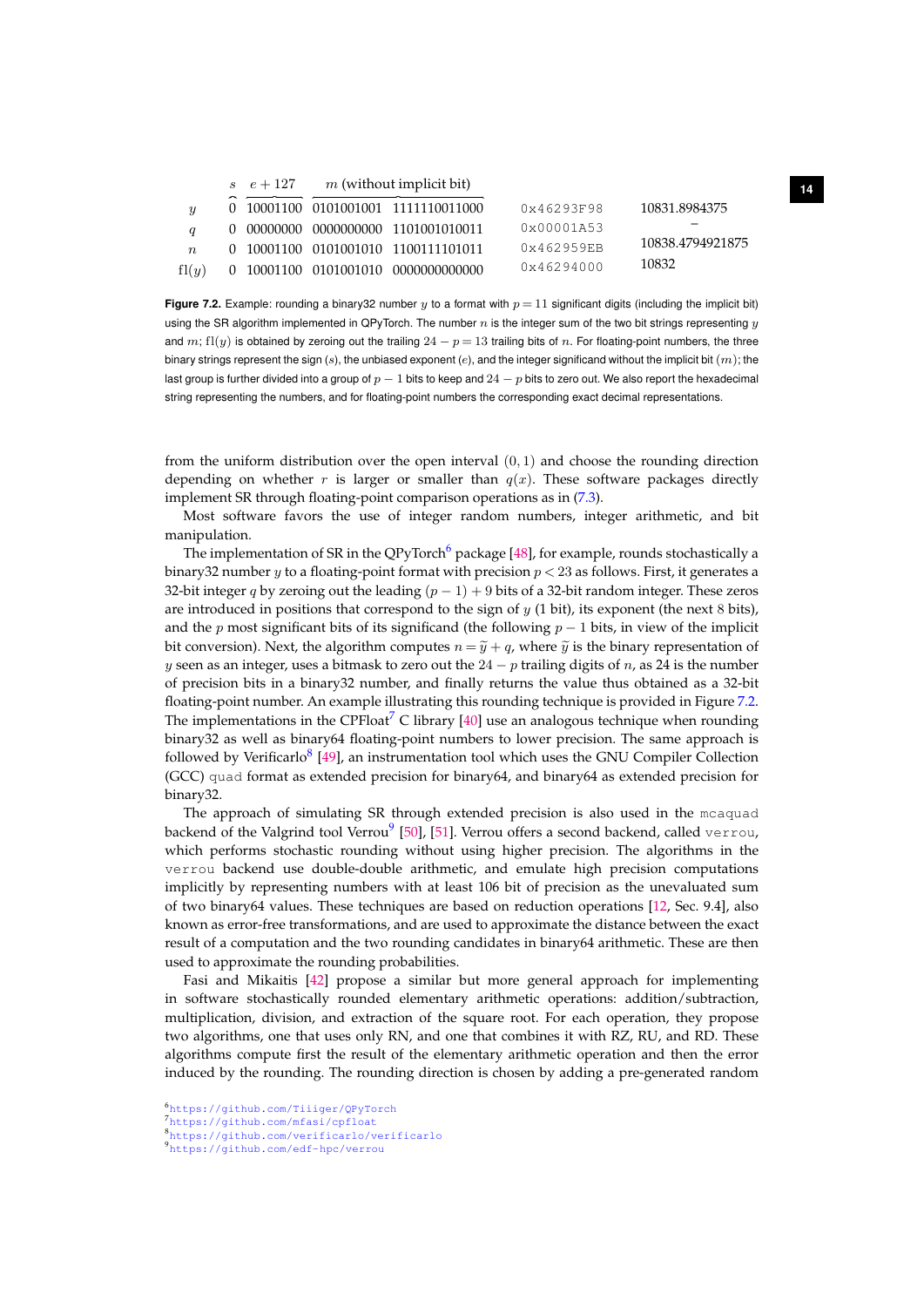|  | $s$ | $e+127$ | $m$ (without implicit bit) |  |  |  |
|---|---|---|---|---|---|---|
| $y$ | 0 | 10001100 | 0101001001 | 1111110011000 | 0x46293F98 | 10831.8984375 |
| $q$ | 0 | 00000000 | 0000000000 | 1101001010011 | 0x00001A53 | – |
| $n$ | 0 | 10001100 | 0101001010 | 1100111101011 | 0x462959EB | 10838.4794921875 |
| $\mathrm{fl}(y)$ | 0 | 10001100 | 0101001010 | 0000000000000 | 0x46294000 | 10832 |

**Figure 7.2.** Example: rounding a binary32 number $y$ to a format with $p = 11$ significant digits (including the implicit bit) using the SR algorithm implemented in QPyTorch. The number $n$ is the integer sum of the two bit strings representing $y$ and $m$; $\mathrm{fl}(y)$ is obtained by zeroing out the trailing $24 - p = 13$ trailing bits of $n$. For floating-point numbers, the three binary strings represent the sign $(s)$, the unbiased exponent $(e)$, and the integer significand without the implicit bit $(m)$; the last group is further divided into a group of $p-1$ bits to keep and $24-p$ bits to zero out. We also report the hexadecimal string representing the numbers, and for floating-point numbers the corresponding exact decimal representations.

from the uniform distribution over the open interval $(0, 1)$ and choose the rounding direction depending on whether $r$ is larger or smaller than $q(x)$. These software packages directly implement SR through floating-point comparison operations as in (7.3).

Most software favors the use of integer random numbers, integer arithmetic, and bit manipulation.

The implementation of SR in the QPyTorch[6] package [48], for example, rounds stochastically a binary32 number $y$ to a floating-point format with precision $p < 23$ as follows. First, it generates a 32-bit integer $q$ by zeroing out the leading $(p-1)+9$ bits of a 32-bit random integer. These zeros are introduced in positions that correspond to the sign of $y$ (1 bit), its exponent (the next 8 bits), and the $p$ most significant bits of its significand (the following $p-1$ bits, in view of the implicit bit conversion). Next, the algorithm computes $n = \widetilde{y} + q$, where $\widetilde{y}$ is the binary representation of $y$ seen as an integer, uses a bitmask to zero out the $24-p$ trailing digits of $n$, as 24 is the number of precision bits in a binary32 number, and finally returns the value thus obtained as a 32-bit floating-point number. An example illustrating this rounding technique is provided in Figure 7.2. The implementations in the CPFloat[7] C library [40] use an analogous technique when rounding binary32 as well as binary64 floating-point numbers to lower precision. The same approach is followed by Verificarlo[8] [49], an instrumentation tool which uses the GNU Compiler Collection (GCC) `quad` format as extended precision for binary64, and binary64 as extended precision for binary32.

The approach of simulating SR through extended precision is also used in the `mcaquad` backend of the Valgrind tool Verrou[9] [50], [51]. Verrou offers a second backend, called `verrou`, which performs stochastic rounding without using higher precision. The algorithms in the `verrou` backend use double-double arithmetic, and emulate high precision computations implicitly by representing numbers with at least 106 bit of precision as the unevaluated sum of two binary64 values. These techniques are based on reduction operations [12, Sec. 9.4], also known as error-free transformations, and are used to approximate the distance between the exact result of a computation and the two rounding candidates in binary64 arithmetic. These are then used to approximate the rounding probabilities.

Fasi and Mikaitis [42] propose a similar but more general approach for implementing in software stochastically rounded elementary arithmetic operations: addition/subtraction, multiplication, division, and extraction of the square root. For each operation, they propose two algorithms, one that uses only RN, and one that combines it with RZ, RU, and RD. These algorithms compute first the result of the elementary arithmetic operation and then the error induced by the rounding. The rounding direction is chosen by adding a pre-generated random

[6] https://github.com/Tiiiger/QPyTorch
[7] https://github.com/mfasi/cpfloat
[8] https://github.com/verificarlo/verificarlo
[9] https://github.com/edf-hpc/verrou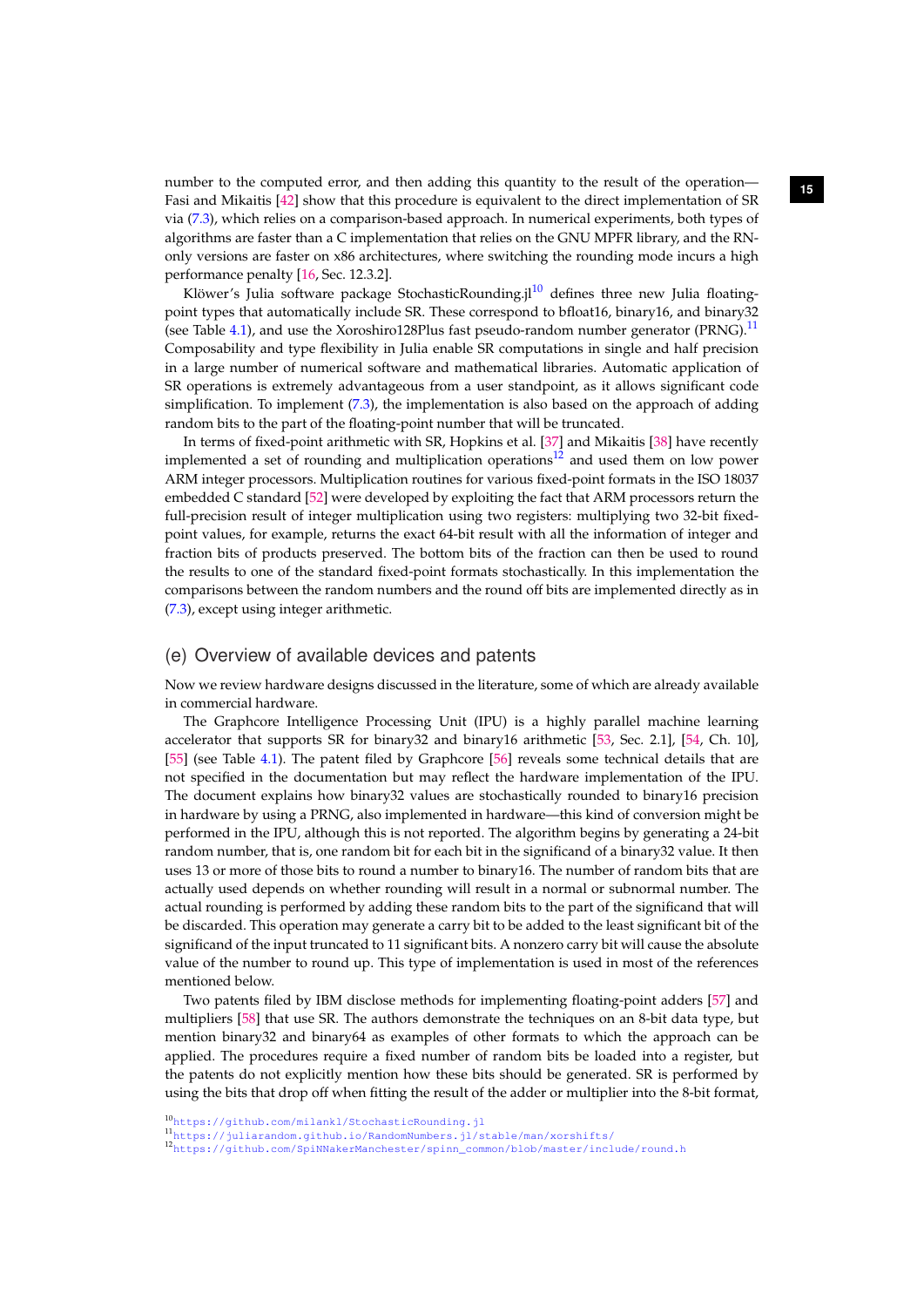number to the computed error, and then adding this quantity to the result of the operation—Fasi and Mikaitis [42] show that this procedure is equivalent to the direct implementation of SR via (7.3), which relies on a comparison-based approach. In numerical experiments, both types of algorithms are faster than a C implementation that relies on the GNU MPFR library, and the RN-only versions are faster on x86 architectures, where switching the rounding mode incurs a high performance penalty [16, Sec. 12.3.2].

Klöwer's Julia software package StochasticRounding.jl[10] defines three new Julia floating-point types that automatically include SR. These correspond to bfloat16, binary16, and binary32 (see Table 4.1), and use the Xoroshiro128Plus fast pseudo-random number generator (PRNG).[11] Composability and type flexibility in Julia enable SR computations in single and half precision in a large number of numerical software and mathematical libraries. Automatic application of SR operations is extremely advantageous from a user standpoint, as it allows significant code simplification. To implement (7.3), the implementation is also based on the approach of adding random bits to the part of the floating-point number that will be truncated.

In terms of fixed-point arithmetic with SR, Hopkins et al. [37] and Mikaitis [38] have recently implemented a set of rounding and multiplication operations[12] and used them on low power ARM integer processors. Multiplication routines for various fixed-point formats in the ISO 18037 embedded C standard [52] were developed by exploiting the fact that ARM processors return the full-precision result of integer multiplication using two registers: multiplying two 32-bit fixed-point values, for example, returns the exact 64-bit result with all the information of integer and fraction bits of products preserved. The bottom bits of the fraction can then be used to round the results to one of the standard fixed-point formats stochastically. In this implementation the comparisons between the random numbers and the round off bits are implemented directly as in (7.3), except using integer arithmetic.

## (e) Overview of available devices and patents

Now we review hardware designs discussed in the literature, some of which are already available in commercial hardware.

The Graphcore Intelligence Processing Unit (IPU) is a highly parallel machine learning accelerator that supports SR for binary32 and binary16 arithmetic [53, Sec. 2.1], [54, Ch. 10], [55] (see Table 4.1). The patent filed by Graphcore [56] reveals some technical details that are not specified in the documentation but may reflect the hardware implementation of the IPU. The document explains how binary32 values are stochastically rounded to binary16 precision in hardware by using a PRNG, also implemented in hardware—this kind of conversion might be performed in the IPU, although this is not reported. The algorithm begins by generating a 24-bit random number, that is, one random bit for each bit in the significand of a binary32 value. It then uses 13 or more of those bits to round a number to binary16. The number of random bits that are actually used depends on whether rounding will result in a normal or subnormal number. The actual rounding is performed by adding these random bits to the part of the significand that will be discarded. This operation may generate a carry bit to be added to the least significant bit of the significand of the input truncated to 11 significant bits. A nonzero carry bit will cause the absolute value of the number to round up. This type of implementation is used in most of the references mentioned below.

Two patents filed by IBM disclose methods for implementing floating-point adders [57] and multipliers [58] that use SR. The authors demonstrate the techniques on an 8-bit data type, but mention binary32 and binary64 as examples of other formats to which the approach can be applied. The procedures require a fixed number of random bits be loaded into a register, but the patents do not explicitly mention how these bits should be generated. SR is performed by using the bits that drop off when fitting the result of the adder or multiplier into the 8-bit format,

[10] https://github.com/milankl/StochasticRounding.jl
[11] https://juliarandom.github.io/RandomNumbers.jl/stable/man/xorshifts/
[12] https://github.com/SpiNNakerManchester/spinn_common/blob/master/include/round.h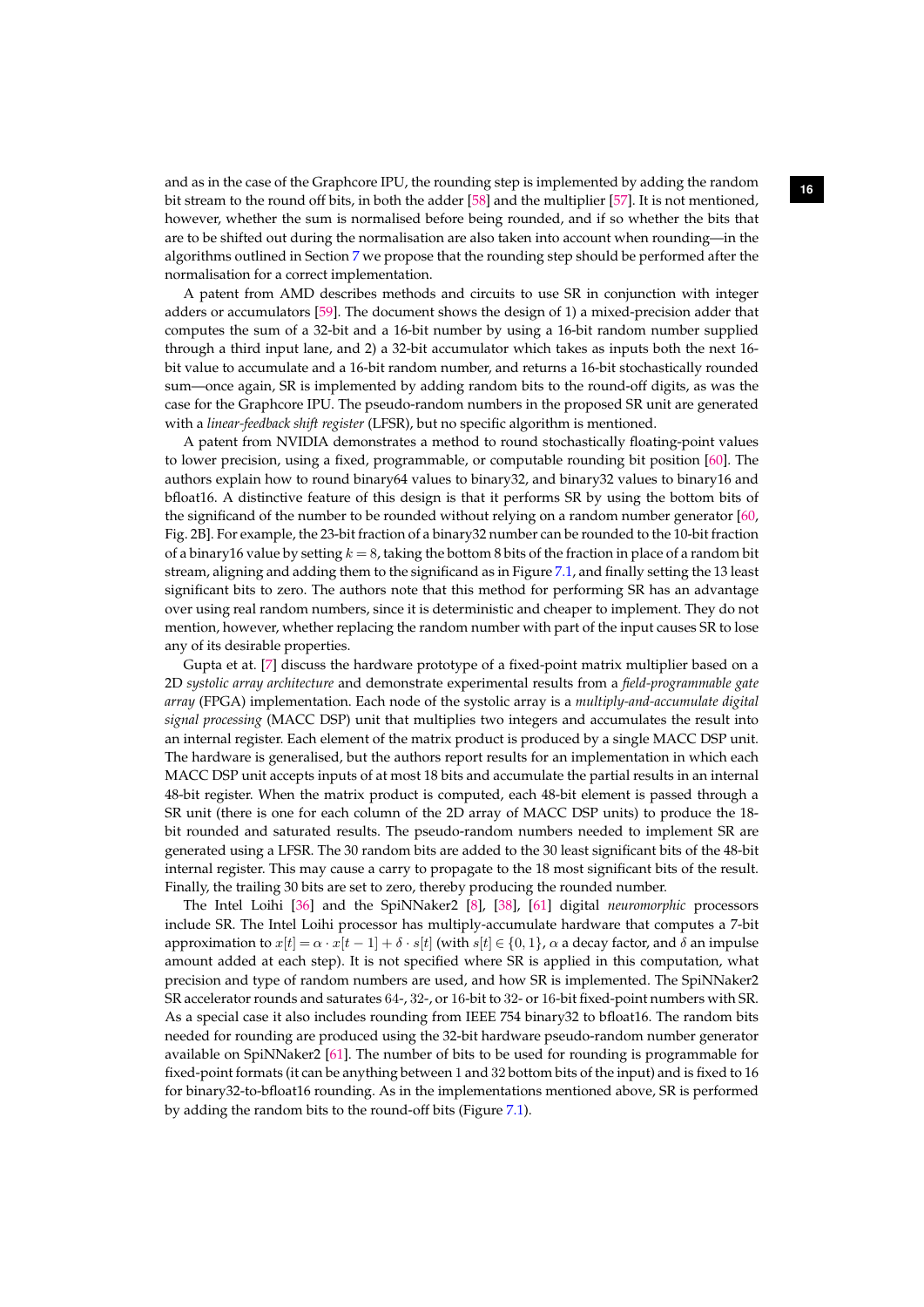and as in the case of the Graphcore IPU, the rounding step is implemented by adding the random bit stream to the round off bits, in both the adder [58] and the multiplier [57]. It is not mentioned, however, whether the sum is normalised before being rounded, and if so whether the bits that are to be shifted out during the normalisation are also taken into account when rounding—in the algorithms outlined in Section 7 we propose that the rounding step should be performed after the normalisation for a correct implementation.

A patent from AMD describes methods and circuits to use SR in conjunction with integer adders or accumulators [59]. The document shows the design of 1) a mixed-precision adder that computes the sum of a 32-bit and a 16-bit number by using a 16-bit random number supplied through a third input lane, and 2) a 32-bit accumulator which takes as inputs both the next 16-bit value to accumulate and a 16-bit random number, and returns a 16-bit stochastically rounded sum—once again, SR is implemented by adding random bits to the round-off digits, as was the case for the Graphcore IPU. The pseudo-random numbers in the proposed SR unit are generated with a *linear-feedback shift register* (LFSR), but no specific algorithm is mentioned.

A patent from NVIDIA demonstrates a method to round stochastically floating-point values to lower precision, using a fixed, programmable, or computable rounding bit position [60]. The authors explain how to round binary64 values to binary32, and binary32 values to binary16 and bfloat16. A distinctive feature of this design is that it performs SR by using the bottom bits of the significand of the number to be rounded without relying on a random number generator [60, Fig. 2B]. For example, the 23-bit fraction of a binary32 number can be rounded to the 10-bit fraction of a binary16 value by setting $k = 8$, taking the bottom 8 bits of the fraction in place of a random bit stream, aligning and adding them to the significand as in Figure 7.1, and finally setting the 13 least significant bits to zero. The authors note that this method for performing SR has an advantage over using real random numbers, since it is deterministic and cheaper to implement. They do not mention, however, whether replacing the random number with part of the input causes SR to lose any of its desirable properties.

Gupta et at. [7] discuss the hardware prototype of a fixed-point matrix multiplier based on a 2D *systolic array architecture* and demonstrate experimental results from a *field-programmable gate array* (FPGA) implementation. Each node of the systolic array is a *multiply-and-accumulate digital signal processing* (MACC DSP) unit that multiplies two integers and accumulates the result into an internal register. Each element of the matrix product is produced by a single MACC DSP unit. The hardware is generalised, but the authors report results for an implementation in which each MACC DSP unit accepts inputs of at most 18 bits and accumulate the partial results in an internal 48-bit register. When the matrix product is computed, each 48-bit element is passed through a SR unit (there is one for each column of the 2D array of MACC DSP units) to produce the 18-bit rounded and saturated results. The pseudo-random numbers needed to implement SR are generated using a LFSR. The 30 random bits are added to the 30 least significant bits of the 48-bit internal register. This may cause a carry to propagate to the 18 most significant bits of the result. Finally, the trailing 30 bits are set to zero, thereby producing the rounded number.

The Intel Loihi [36] and the SpiNNaker2 [8], [38], [61] digital *neuromorphic* processors include SR. The Intel Loihi processor has multiply-accumulate hardware that computes a 7-bit approximation to $x[t] = \alpha \cdot x[t-1] + \delta \cdot s[t]$ (with $s[t] \in \{0, 1\}$, $\alpha$ a decay factor, and $\delta$ an impulse amount added at each step). It is not specified where SR is applied in this computation, what precision and type of random numbers are used, and how SR is implemented. The SpiNNaker2 SR accelerator rounds and saturates 64-, 32-, or 16-bit to 32- or 16-bit fixed-point numbers with SR. As a special case it also includes rounding from IEEE 754 binary32 to bfloat16. The random bits needed for rounding are produced using the 32-bit hardware pseudo-random number generator available on SpiNNaker2 [61]. The number of bits to be used for rounding is programmable for fixed-point formats (it can be anything between 1 and 32 bottom bits of the input) and is fixed to 16 for binary32-to-bfloat16 rounding. As in the implementations mentioned above, SR is performed by adding the random bits to the round-off bits (Figure 7.1).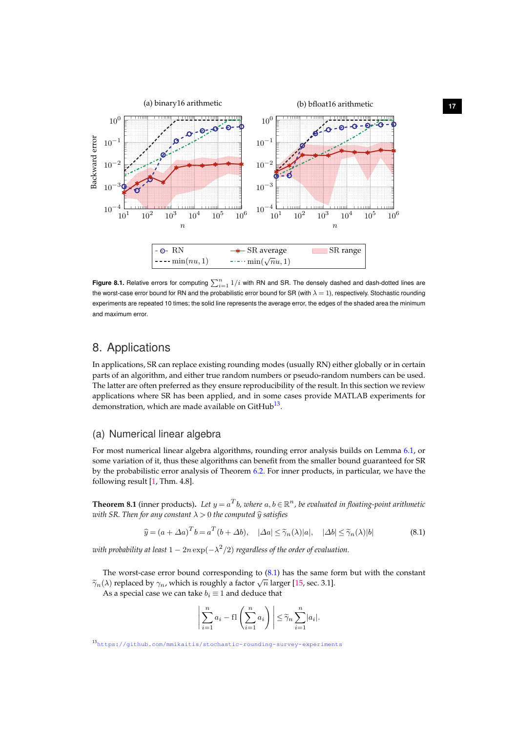Figure 8.1. Relative errors for computing $\sum_{i=1}^{n} 1/i$ with RN and SR. The densely dashed and dash-dotted lines are the worst-case error bound for RN and the probabilistic error bound for SR (with $\lambda = 1$), respectively. Stochastic rounding experiments are repeated 10 times; the solid line represents the average error, the edges of the shaded area the minimum and maximum error.

## 8. Applications

In applications, SR can replace existing rounding modes (usually RN) either globally or in certain parts of an algorithm, and either true random numbers or pseudo-random numbers can be used. The latter are often preferred as they ensure reproducibility of the result. In this section we review applications where SR has been applied, and in some cases provide MATLAB experiments for demonstration, which are made available on GitHub[13].

### (a) Numerical linear algebra

For most numerical linear algebra algorithms, rounding error analysis builds on Lemma 6.1, or some variation of it, thus these algorithms can benefit from the smaller bound guaranteed for SR by the probabilistic error analysis of Theorem 6.2. For inner products, in particular, we have the following result [1, Thm. 4.8].

**Theorem 8.1** (inner products). *Let $y = a^T b$, where $a, b \in \mathbb{R}^n$, be evaluated in floating-point arithmetic with SR. Then for any constant $\lambda > 0$ the computed $\widehat{y}$ satisfies*

$$\widehat{y} = (a + \Delta a)^T b = a^T (b + \Delta b), \quad |\Delta a| \leq \widetilde{\gamma}_n(\lambda)|a|, \quad |\Delta b| \leq \widetilde{\gamma}_n(\lambda)|b| \tag{8.1}$$

*with probability at least $1 - 2n\exp(-\lambda^2/2)$ regardless of the order of evaluation.*

The worst-case error bound corresponding to (8.1) has the same form but with the constant $\widetilde{\gamma}_n(\lambda)$ replaced by $\gamma_n$, which is roughly a factor $\sqrt{n}$ larger [15, sec. 3.1].

As a special case we can take $b_i \equiv 1$ and deduce that

$$\left| \sum_{i=1}^{n} a_i - \mathrm{fl}\left( \sum_{i=1}^{n} a_i \right) \right| \leq \widetilde{\gamma}_n \sum_{i=1}^{n} |a_i|.$$

[13] https://github.com/mmikaitis/stochastic-rounding-survey-experiments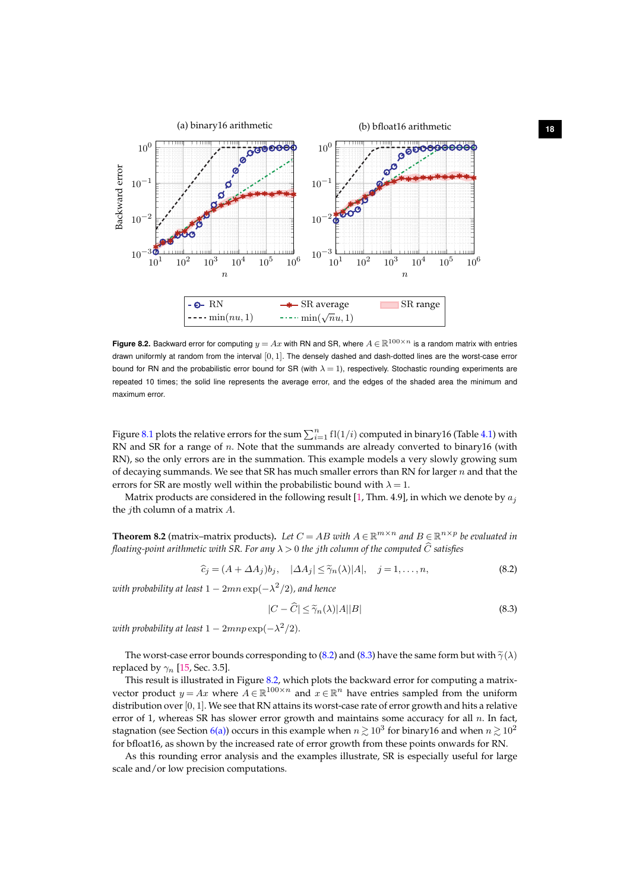**Figure 8.2.** Backward error for computing $y = Ax$ with RN and SR, where $A \in \mathbb{R}^{100\times n}$ is a random matrix with entries drawn uniformly at random from the interval $[0,1]$. The densely dashed and dash-dotted lines are the worst-case error bound for RN and the probabilistic error bound for SR (with $\lambda = 1$), respectively. Stochastic rounding experiments are repeated 10 times; the solid line represents the average error, and the edges of the shaded area the minimum and maximum error.

Figure 8.1 plots the relative errors for the sum $\sum_{i=1}^{n} \mathrm{fl}(1/i)$ computed in binary16 (Table 4.1) with RN and SR for a range of $n$. Note that the summands are already converted to binary16 (with RN), so the only errors are in the summation. This example models a very slowly growing sum of decaying summands. We see that SR has much smaller errors than RN for larger $n$ and that the errors for SR are mostly well within the probabilistic bound with $\lambda = 1$.

Matrix products are considered in the following result [1, Thm. 4.9], in which we denote by $a_j$ the $j$th column of a matrix $A$.

**Theorem 8.2** (matrix–matrix products). *Let $C = AB$ with $A \in \mathbb{R}^{m\times n}$ and $B \in \mathbb{R}^{n\times p}$ be evaluated in floating-point arithmetic with SR. For any $\lambda > 0$ the $j$th column of the computed $\widehat{C}$ satisfies*

$$\widehat{c}_j = (A + \Delta A_j) b_j, \quad |\Delta A_j| \le \widetilde{\gamma}_n(\lambda)|A|, \quad j = 1, \dots, n, \tag{8.2}$$

*with probability at least $1 - 2mn\exp(-\lambda^2/2)$, and hence*

$$|C - \widehat{C}| \le \widetilde{\gamma}_n(\lambda)|A||B| \tag{8.3}$$

*with probability at least $1 - 2mnp\exp(-\lambda^2/2)$.*

The worst-case error bounds corresponding to (8.2) and (8.3) have the same form but with $\widetilde{\gamma}(\lambda)$ replaced by $\gamma_n$ [15, Sec. 3.5].

This result is illustrated in Figure 8.2, which plots the backward error for computing a matrix-vector product $y = Ax$ where $A \in \mathbb{R}^{100\times n}$ and $x \in \mathbb{R}^n$ have entries sampled from the uniform distribution over $[0,1]$. We see that RN attains its worst-case rate of error growth and hits a relative error of 1, whereas SR has slower error growth and maintains some accuracy for all $n$. In fact, stagnation (see Section 6(a)) occurs in this example when $n \gtrsim 10^3$ for binary16 and when $n \gtrsim 10^2$ for bfloat16, as shown by the increased rate of error growth from these points onwards for RN.

As this rounding error analysis and the examples illustrate, SR is especially useful for large scale and/or low precision computations.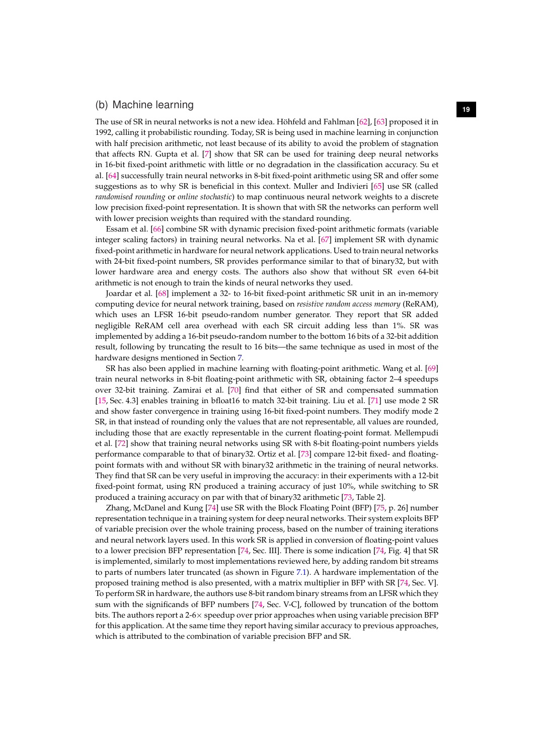### (b) Machine learning

The use of SR in neural networks is not a new idea. Höhfeld and Fahlman [62], [63] proposed it in 1992, calling it probabilistic rounding. Today, SR is being used in machine learning in conjunction with half precision arithmetic, not least because of its ability to avoid the problem of stagnation that affects RN. Gupta et al. [7] show that SR can be used for training deep neural networks in 16-bit fixed-point arithmetic with little or no degradation in the classification accuracy. Su et al. [64] successfully train neural networks in 8-bit fixed-point arithmetic using SR and offer some suggestions as to why SR is beneficial in this context. Muller and Indivieri [65] use SR (called *randomised rounding* or *online stochastic*) to map continuous neural network weights to a discrete low precision fixed-point representation. It is shown that with SR the networks can perform well with lower precision weights than required with the standard rounding.

Essam et al. [66] combine SR with dynamic precision fixed-point arithmetic formats (variable integer scaling factors) in training neural networks. Na et al. [67] implement SR with dynamic fixed-point arithmetic in hardware for neural network applications. Used to train neural networks with 24-bit fixed-point numbers, SR provides performance similar to that of binary32, but with lower hardware area and energy costs. The authors also show that without SR even 64-bit arithmetic is not enough to train the kinds of neural networks they used.

Joardar et al. [68] implement a 32- to 16-bit fixed-point arithmetic SR unit in an in-memory computing device for neural network training, based on *resistive random access memory* (ReRAM), which uses an LFSR 16-bit pseudo-random number generator. They report that SR added negligible ReRAM cell area overhead with each SR circuit adding less than 1%. SR was implemented by adding a 16-bit pseudo-random number to the bottom 16 bits of a 32-bit addition result, following by truncating the result to 16 bits—the same technique as used in most of the hardware designs mentioned in Section 7.

SR has also been applied in machine learning with floating-point arithmetic. Wang et al. [69] train neural networks in 8-bit floating-point arithmetic with SR, obtaining factor 2–4 speedups over 32-bit training. Zamirai et al. [70] find that either of SR and compensated summation [15, Sec. 4.3] enables training in bfloat16 to match 32-bit training. Liu et al. [71] use mode 2 SR and show faster convergence in training using 16-bit fixed-point numbers. They modify mode 2 SR, in that instead of rounding only the values that are not representable, all values are rounded, including those that are exactly representable in the current floating-point format. Mellempudi et al. [72] show that training neural networks using SR with 8-bit floating-point numbers yields performance comparable to that of binary32. Ortiz et al. [73] compare 12-bit fixed- and floating-point formats with and without SR with binary32 arithmetic in the training of neural networks. They find that SR can be very useful in improving the accuracy: in their experiments with a 12-bit fixed-point format, using RN produced a training accuracy of just 10%, while switching to SR produced a training accuracy on par with that of binary32 arithmetic [73, Table 2].

Zhang, McDanel and Kung [74] use SR with the Block Floating Point (BFP) [75, p. 26] number representation technique in a training system for deep neural networks. Their system exploits BFP of variable precision over the whole training process, based on the number of training iterations and neural network layers used. In this work SR is applied in conversion of floating-point values to a lower precision BFP representation [74, Sec. III]. There is some indication [74, Fig. 4] that SR is implemented, similarly to most implementations reviewed here, by adding random bit streams to parts of numbers later truncated (as shown in Figure 7.1). A hardware implementation of the proposed training method is also presented, with a matrix multiplier in BFP with SR [74, Sec. V]. To perform SR in hardware, the authors use 8-bit random binary streams from an LFSR which they sum with the significands of BFP numbers [74, Sec. V-C], followed by truncation of the bottom bits. The authors report a 2-6× speedup over prior approaches when using variable precision BFP for this application. At the same time they report having similar accuracy to previous approaches, which is attributed to the combination of variable precision BFP and SR.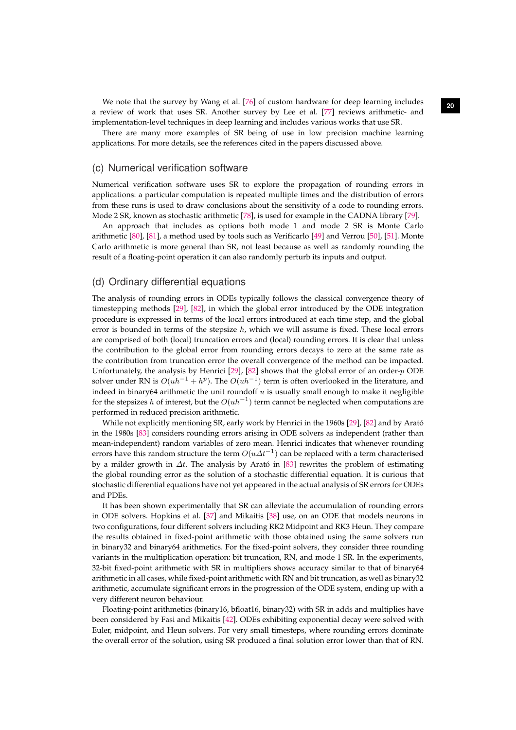We note that the survey by Wang et al. [76] of custom hardware for deep learning includes a review of work that uses SR. Another survey by Lee et al. [77] reviews arithmetic- and implementation-level techniques in deep learning and includes various works that use SR.

There are many more examples of SR being of use in low precision machine learning applications. For more details, see the references cited in the papers discussed above.

## (c) Numerical verification software

Numerical verification software uses SR to explore the propagation of rounding errors in applications: a particular computation is repeated multiple times and the distribution of errors from these runs is used to draw conclusions about the sensitivity of a code to rounding errors. Mode 2 SR, known as stochastic arithmetic [78], is used for example in the CADNA library [79].

An approach that includes as options both mode 1 and mode 2 SR is Monte Carlo arithmetic [80], [81], a method used by tools such as Verificarlo [49] and Verrou [50], [51]. Monte Carlo arithmetic is more general than SR, not least because as well as randomly rounding the result of a floating-point operation it can also randomly perturb its inputs and output.

## (d) Ordinary differential equations

The analysis of rounding errors in ODEs typically follows the classical convergence theory of timestepping methods [29], [82], in which the global error introduced by the ODE integration procedure is expressed in terms of the local errors introduced at each time step, and the global error is bounded in terms of the stepsize $h$, which we will assume is fixed. These local errors are comprised of both (local) truncation errors and (local) rounding errors. It is clear that unless the contribution to the global error from rounding errors decays to zero at the same rate as the contribution from truncation error the overall convergence of the method can be impacted. Unfortunately, the analysis by Henrici [29], [82] shows that the global error of an order-$p$ ODE solver under RN is $O(uh^{-1} + h^p)$. The $O(uh^{-1})$ term is often overlooked in the literature, and indeed in binary64 arithmetic the unit roundoff $u$ is usually small enough to make it negligible for the stepsizes $h$ of interest, but the $O(uh^{-1})$ term cannot be neglected when computations are performed in reduced precision arithmetic.

While not explicitly mentioning SR, early work by Henrici in the 1960s [29], [82] and by Arató in the 1980s [83] considers rounding errors arising in ODE solvers as independent (rather than mean-independent) random variables of zero mean. Henrici indicates that whenever rounding errors have this random structure the term $O(u\Delta t^{-1})$ can be replaced with a term characterised by a milder growth in $\Delta t$. The analysis by Arató in [83] rewrites the problem of estimating the global rounding error as the solution of a stochastic differential equation. It is curious that stochastic differential equations have not yet appeared in the actual analysis of SR errors for ODEs and PDEs.

It has been shown experimentally that SR can alleviate the accumulation of rounding errors in ODE solvers. Hopkins et al. [37] and Mikaitis [38] use, on an ODE that models neurons in two configurations, four different solvers including RK2 Midpoint and RK3 Heun. They compare the results obtained in fixed-point arithmetic with those obtained using the same solvers run in binary32 and binary64 arithmetics. For the fixed-point solvers, they consider three rounding variants in the multiplication operation: bit truncation, RN, and mode 1 SR. In the experiments, 32-bit fixed-point arithmetic with SR in multipliers shows accuracy similar to that of binary64 arithmetic in all cases, while fixed-point arithmetic with RN and bit truncation, as well as binary32 arithmetic, accumulate significant errors in the progression of the ODE system, ending up with a very different neuron behaviour.

Floating-point arithmetics (binary16, bfloat16, binary32) with SR in adds and multiplies have been considered by Fasi and Mikaitis [42]. ODEs exhibiting exponential decay were solved with Euler, midpoint, and Heun solvers. For very small timesteps, where rounding errors dominate the overall error of the solution, using SR produced a final solution error lower than that of RN.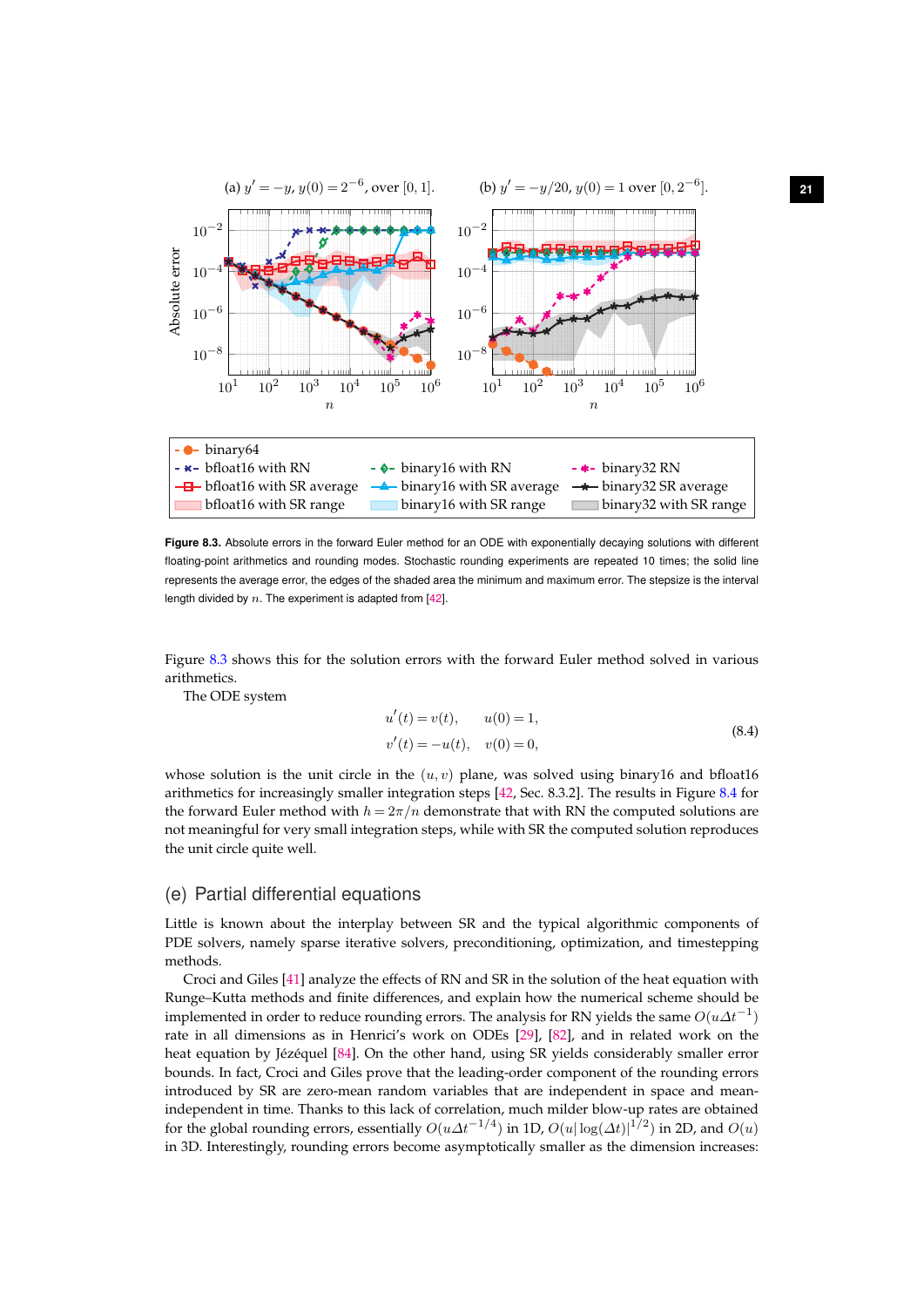Figure 8.3. Absolute errors in the forward Euler method for an ODE with exponentially decaying solutions with different floating-point arithmetics and rounding modes. Stochastic rounding experiments are repeated 10 times; the solid line represents the average error, the edges of the shaded area the minimum and maximum error. The stepsize is the interval length divided by $n$. The experiment is adapted from [42].

Figure 8.3 shows this for the solution errors with the forward Euler method solved in various arithmetics.

The ODE system

$$
\begin{aligned}
u'(t) &= v(t), \qquad u(0) = 1, \\
v'(t) &= -u(t), \quad v(0) = 0,
\end{aligned}
\tag{8.4}
$$

whose solution is the unit circle in the $(u, v)$ plane, was solved using binary16 and bfloat16 arithmetics for increasingly smaller integration steps [42, Sec. 8.3.2]. The results in Figure 8.4 for the forward Euler method with $h = 2\pi/n$ demonstrate that with RN the computed solutions are not meaningful for very small integration steps, while with SR the computed solution reproduces the unit circle quite well.

## (e) Partial differential equations

Little is known about the interplay between SR and the typical algorithmic components of PDE solvers, namely sparse iterative solvers, preconditioning, optimization, and timestepping methods.

Croci and Giles [41] analyze the effects of RN and SR in the solution of the heat equation with Runge–Kutta methods and finite differences, and explain how the numerical scheme should be implemented in order to reduce rounding errors. The analysis for RN yields the same $O(u\Delta t^{-1})$ rate in all dimensions as in Henrici's work on ODEs [29], [82], and in related work on the heat equation by Jézéquel [84]. On the other hand, using SR yields considerably smaller error bounds. In fact, Croci and Giles prove that the leading-order component of the rounding errors introduced by SR are zero-mean random variables that are independent in space and mean-independent in time. Thanks to this lack of correlation, much milder blow-up rates are obtained for the global rounding errors, essentially $O(u\Delta t^{-1/4})$ in 1D, $O(u|\log(\Delta t)|^{1/2})$ in 2D, and $O(u)$ in 3D. Interestingly, rounding errors become asymptotically smaller as the dimension increases: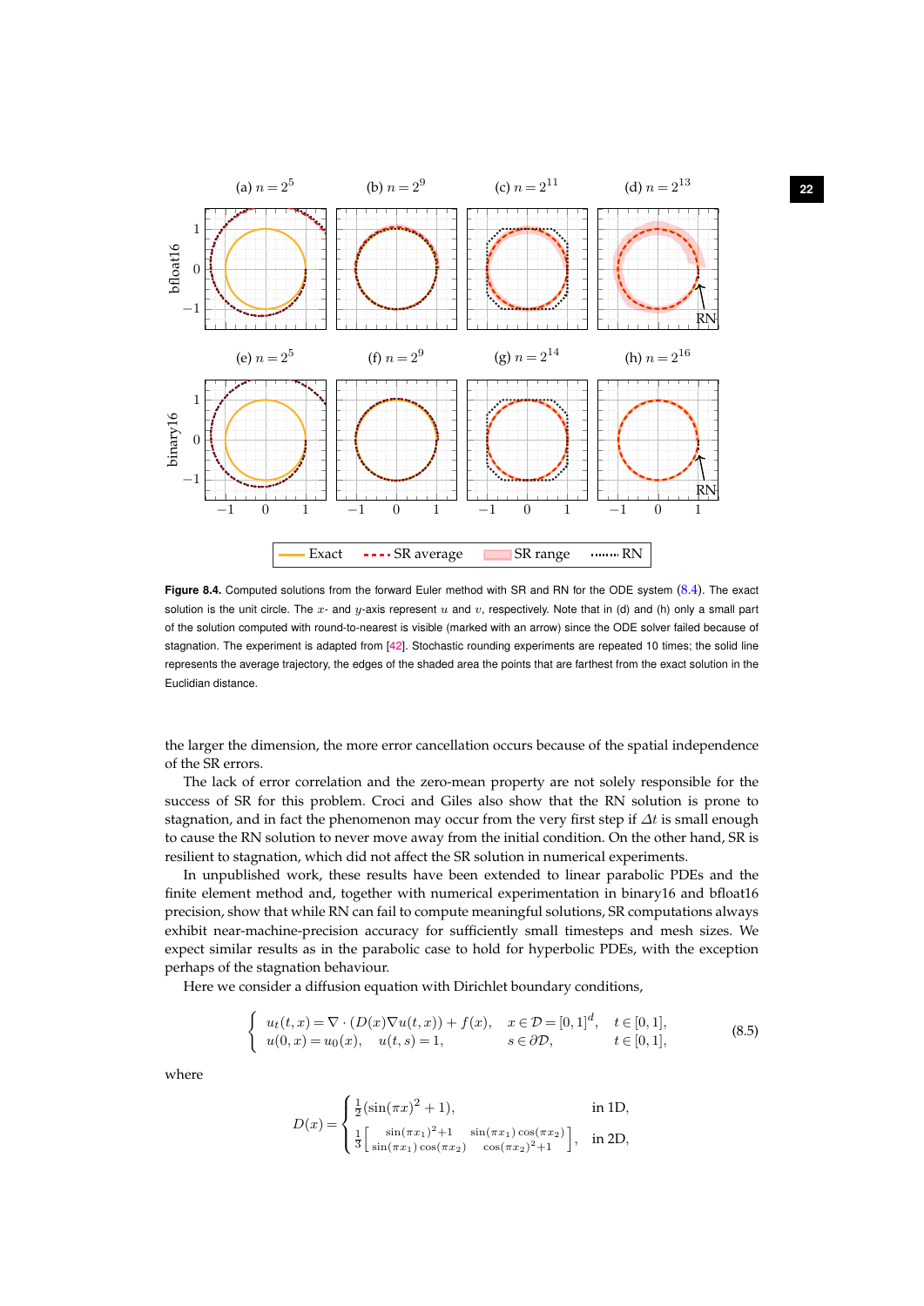**Figure 8.4.** Computed solutions from the forward Euler method with SR and RN for the ODE system (8.4). The exact solution is the unit circle. The $x$- and $y$-axis represent $u$ and $v$, respectively. Note that in (d) and (h) only a small part of the solution computed with round-to-nearest is visible (marked with an arrow) since the ODE solver failed because of stagnation. The experiment is adapted from [42]. Stochastic rounding experiments are repeated 10 times; the solid line represents the average trajectory, the edges of the shaded area the points that are farthest from the exact solution in the Euclidian distance.

the larger the dimension, the more error cancellation occurs because of the spatial independence of the SR errors.

The lack of error correlation and the zero-mean property are not solely responsible for the success of SR for this problem. Croci and Giles also show that the RN solution is prone to stagnation, and in fact the phenomenon may occur from the very first step if $\Delta t$ is small enough to cause the RN solution to never move away from the initial condition. On the other hand, SR is resilient to stagnation, which did not affect the SR solution in numerical experiments.

In unpublished work, these results have been extended to linear parabolic PDEs and the finite element method and, together with numerical experimentation in binary16 and bfloat16 precision, show that while RN can fail to compute meaningful solutions, SR computations always exhibit near-machine-precision accuracy for sufficiently small timesteps and mesh sizes. We expect similar results as in the parabolic case to hold for hyperbolic PDEs, with the exception perhaps of the stagnation behaviour.

Here we consider a diffusion equation with Dirichlet boundary conditions,

$$\begin{cases} u_t(t,x) = \nabla \cdot (D(x)\nabla u(t,x)) + f(x), & x \in \mathcal{D} = [0,1]^d, \quad t \in [0,1], \\ u(0,x) = u_0(x), \quad u(t,s) = 1, & s \in \partial\mathcal{D}, \quad t \in [0,1], \end{cases} \tag{8.5}$$

where

$$D(x) = \begin{cases} \frac{1}{2}(\sin(\pi x)^2 + 1), & \text{in 1D}, \\ \frac{1}{3}\begin{bmatrix} \sin(\pi x_1)^2+1 & \sin(\pi x_1)\cos(\pi x_2) \\ \sin(\pi x_1)\cos(\pi x_2) & \cos(\pi x_2)^2+1 \end{bmatrix}, & \text{in 2D}, \end{cases}$$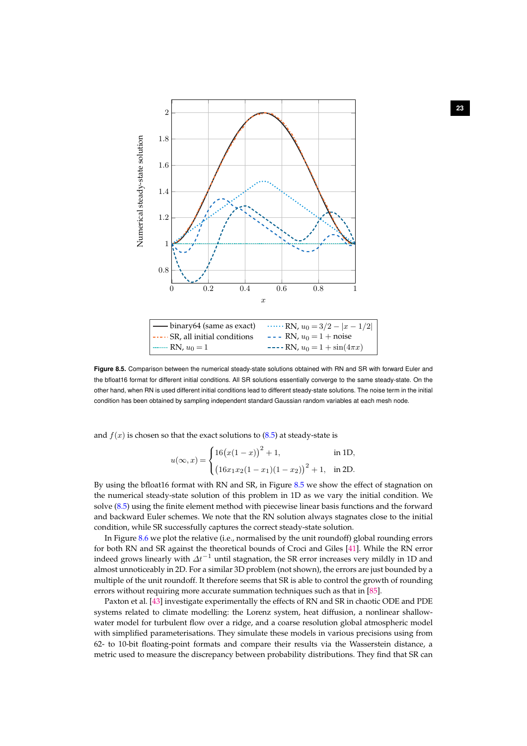**Figure 8.5.** Comparison between the numerical steady-state solutions obtained with RN and SR with forward Euler and the bfloat16 format for different initial conditions. All SR solutions essentially converge to the same steady-state. On the other hand, when RN is used different initial conditions lead to different steady-state solutions. The noise term in the initial condition has been obtained by sampling independent standard Gaussian random variables at each mesh node.

and $f(x)$ is chosen so that the exact solutions to (8.5) at steady-state is

$$u(\infty, x) = \begin{cases} 16\big(x(1-x)\big)^2 + 1, & \text{in 1D}, \\ \big(16x_1x_2(1-x_1)(1-x_2)\big)^2 + 1, & \text{in 2D}. \end{cases}$$

By using the bfloat16 format with RN and SR, in Figure 8.5 we show the effect of stagnation on the numerical steady-state solution of this problem in 1D as we vary the initial condition. We solve (8.5) using the finite element method with piecewise linear basis functions and the forward and backward Euler schemes. We note that the RN solution always stagnates close to the initial condition, while SR successfully captures the correct steady-state solution.

In Figure 8.6 we plot the relative (i.e., normalised by the unit roundoff) global rounding errors for both RN and SR against the theoretical bounds of Croci and Giles [41]. While the RN error indeed grows linearly with $\Delta t^{-1}$ until stagnation, the SR error increases very mildly in 1D and almost unnoticeably in 2D. For a similar 3D problem (not shown), the errors are just bounded by a multiple of the unit roundoff. It therefore seems that SR is able to control the growth of rounding errors without requiring more accurate summation techniques such as that in [85].

Paxton et al. [43] investigate experimentally the effects of RN and SR in chaotic ODE and PDE systems related to climate modelling: the Lorenz system, heat diffusion, a nonlinear shallow-water model for turbulent flow over a ridge, and a coarse resolution global atmospheric model with simplified parameterisations. They simulate these models in various precisions using from 62- to 10-bit floating-point formats and compare their results via the Wasserstein distance, a metric used to measure the discrepancy between probability distributions. They find that SR can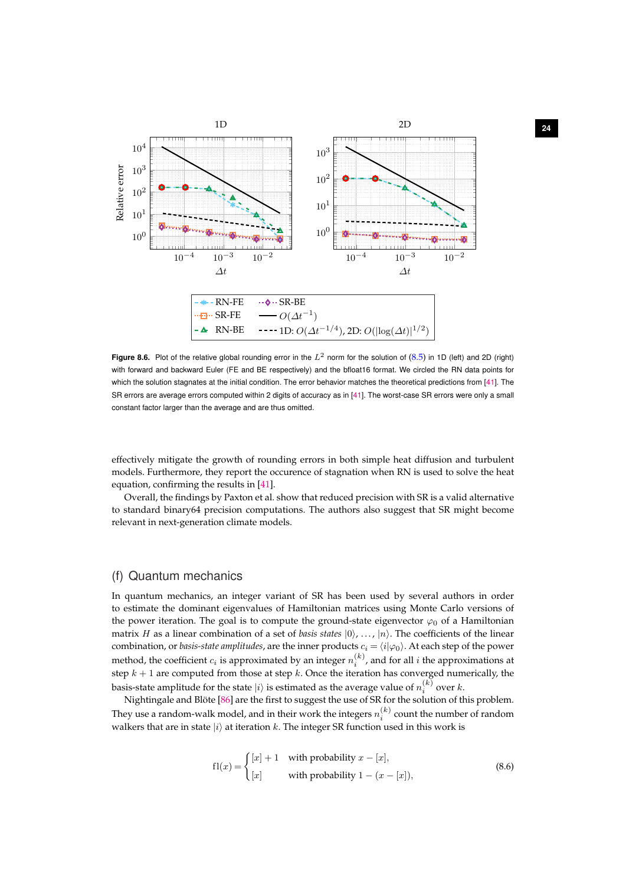Figure 8.6. Plot of the relative global rounding error in the $L^2$ norm for the solution of (8.5) in 1D (left) and 2D (right) with forward and backward Euler (FE and BE respectively) and the bfloat16 format. We circled the RN data points for which the solution stagnates at the initial condition. The error behavior matches the theoretical predictions from [41]. The SR errors are average errors computed within 2 digits of accuracy as in [41]. The worst-case SR errors were only a small constant factor larger than the average and are thus omitted.

effectively mitigate the growth of rounding errors in both simple heat diffusion and turbulent models. Furthermore, they report the occurence of stagnation when RN is used to solve the heat equation, confirming the results in [41].

Overall, the findings by Paxton et al. show that reduced precision with SR is a valid alternative to standard binary64 precision computations. The authors also suggest that SR might become relevant in next-generation climate models.

## (f) Quantum mechanics

In quantum mechanics, an integer variant of SR has been used by several authors in order to estimate the dominant eigenvalues of Hamiltonian matrices using Monte Carlo versions of the power iteration. The goal is to compute the ground-state eigenvector $\varphi_0$ of a Hamiltonian matrix $H$ as a linear combination of a set of *basis states* $|0\rangle, \ldots, |n\rangle$. The coefficients of the linear combination, or *basis-state amplitudes*, are the inner products $c_i = \langle i|\varphi_0\rangle$. At each step of the power method, the coefficient $c_i$ is approximated by an integer $n_i^{(k)}$, and for all $i$ the approximations at step $k+1$ are computed from those at step $k$. Once the iteration has converged numerically, the basis-state amplitude for the state $|i\rangle$ is estimated as the average value of $n_i^{(k)}$ over $k$.

Nightingale and Blöte [86] are the first to suggest the use of SR for the solution of this problem. They use a random-walk model, and in their work the integers $n_i^{(k)}$ count the number of random walkers that are in state $|i\rangle$ at iteration $k$. The integer SR function used in this work is

$$\mathrm{fl}(x) = \begin{cases} [x]+1 & \text{with probability } x - [x], \\ [x] & \text{with probability } 1 - (x - [x]), \end{cases} \tag{8.6}$$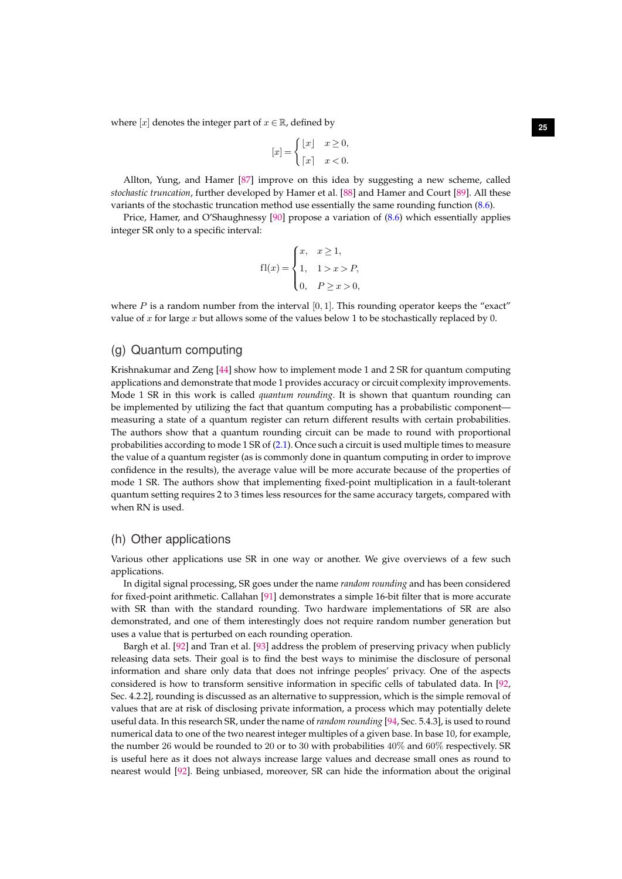where $[x]$ denotes the integer part of $x \in \mathbb{R}$, defined by

$$[x] = \begin{cases} \lfloor x \rfloor & x \geq 0, \\ \lceil x \rceil & x < 0. \end{cases}$$

Allton, Yung, and Hamer [87] improve on this idea by suggesting a new scheme, called *stochastic truncation*, further developed by Hamer et al. [88] and Hamer and Court [89]. All these variants of the stochastic truncation method use essentially the same rounding function (8.6).

Price, Hamer, and O'Shaughnessy [90] propose a variation of (8.6) which essentially applies integer SR only to a specific interval:

$$\mathrm{fl}(x) = \begin{cases} x, & x \geq 1, \\ 1, & 1 > x > P, \\ 0, & P \geq x > 0, \end{cases}$$

where $P$ is a random number from the interval $[0,1]$. This rounding operator keeps the "exact" value of $x$ for large $x$ but allows some of the values below 1 to be stochastically replaced by 0.

## (g) Quantum computing

Krishnakumar and Zeng [44] show how to implement mode 1 and 2 SR for quantum computing applications and demonstrate that mode 1 provides accuracy or circuit complexity improvements. Mode 1 SR in this work is called *quantum rounding*. It is shown that quantum rounding can be implemented by utilizing the fact that quantum computing has a probabilistic component—measuring a state of a quantum register can return different results with certain probabilities. The authors show that a quantum rounding circuit can be made to round with proportional probabilities according to mode 1 SR of (2.1). Once such a circuit is used multiple times to measure the value of a quantum register (as is commonly done in quantum computing in order to improve confidence in the results), the average value will be more accurate because of the properties of mode 1 SR. The authors show that implementing fixed-point multiplication in a fault-tolerant quantum setting requires 2 to 3 times less resources for the same accuracy targets, compared with when RN is used.

## (h) Other applications

Various other applications use SR in one way or another. We give overviews of a few such applications.

In digital signal processing, SR goes under the name *random rounding* and has been considered for fixed-point arithmetic. Callahan [91] demonstrates a simple 16-bit filter that is more accurate with SR than with the standard rounding. Two hardware implementations of SR are also demonstrated, and one of them interestingly does not require random number generation but uses a value that is perturbed on each rounding operation.

Bargh et al. [92] and Tran et al. [93] address the problem of preserving privacy when publicly releasing data sets. Their goal is to find the best ways to minimise the disclosure of personal information and share only data that does not infringe peoples' privacy. One of the aspects considered is how to transform sensitive information in specific cells of tabulated data. In [92, Sec. 4.2.2], rounding is discussed as an alternative to suppression, which is the simple removal of values that are at risk of disclosing private information, a process which may potentially delete useful data. In this research SR, under the name of *random rounding* [94, Sec. 5.4.3], is used to round numerical data to one of the two nearest integer multiples of a given base. In base 10, for example, the number 26 would be rounded to 20 or to 30 with probabilities 40% and 60% respectively. SR is useful here as it does not always increase large values and decrease small ones as round to nearest would [92]. Being unbiased, moreover, SR can hide the information about the original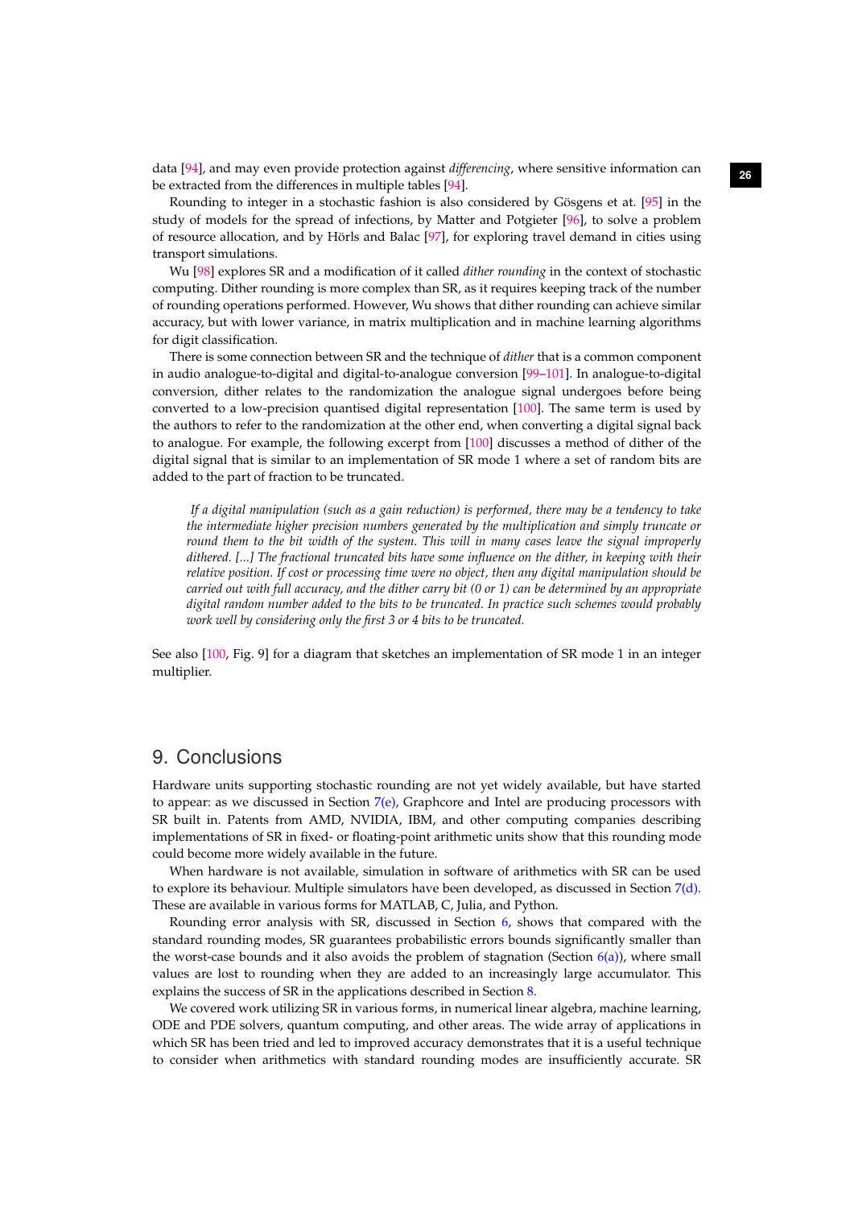data [94], and may even provide protection against *differencing*, where sensitive information can be extracted from the differences in multiple tables [94].

Rounding to integer in a stochastic fashion is also considered by Gösgens et at. [95] in the study of models for the spread of infections, by Matter and Potgieter [96], to solve a problem of resource allocation, and by Hörls and Balac [97], for exploring travel demand in cities using transport simulations.

Wu [98] explores SR and a modification of it called *dither rounding* in the context of stochastic computing. Dither rounding is more complex than SR, as it requires keeping track of the number of rounding operations performed. However, Wu shows that dither rounding can achieve similar accuracy, but with lower variance, in matrix multiplication and in machine learning algorithms for digit classification.

There is some connection between SR and the technique of *dither* that is a common component in audio analogue-to-digital and digital-to-analogue conversion [99–101]. In analogue-to-digital conversion, dither relates to the randomization the analogue signal undergoes before being converted to a low-precision quantised digital representation [100]. The same term is used by the authors to refer to the randomization at the other end, when converting a digital signal back to analogue. For example, the following excerpt from [100] discusses a method of dither of the digital signal that is similar to an implementation of SR mode 1 where a set of random bits are added to the part of fraction to be truncated.

> *If a digital manipulation (such as a gain reduction) is performed, there may be a tendency to take the intermediate higher precision numbers generated by the multiplication and simply truncate or round them to the bit width of the system. This will in many cases leave the signal improperly dithered. [...] The fractional truncated bits have some influence on the dither, in keeping with their relative position. If cost or processing time were no object, then any digital manipulation should be carried out with full accuracy, and the dither carry bit (0 or 1) can be determined by an appropriate digital random number added to the bits to be truncated. In practice such schemes would probably work well by considering only the first 3 or 4 bits to be truncated.*

See also [100, Fig. 9] for a diagram that sketches an implementation of SR mode 1 in an integer multiplier.

## 9. Conclusions

Hardware units supporting stochastic rounding are not yet widely available, but have started to appear: as we discussed in Section 7(e), Graphcore and Intel are producing processors with SR built in. Patents from AMD, NVIDIA, IBM, and other computing companies describing implementations of SR in fixed- or floating-point arithmetic units show that this rounding mode could become more widely available in the future.

When hardware is not available, simulation in software of arithmetics with SR can be used to explore its behaviour. Multiple simulators have been developed, as discussed in Section 7(d). These are available in various forms for MATLAB, C, Julia, and Python.

Rounding error analysis with SR, discussed in Section 6, shows that compared with the standard rounding modes, SR guarantees probabilistic errors bounds significantly smaller than the worst-case bounds and it also avoids the problem of stagnation (Section 6(a)), where small values are lost to rounding when they are added to an increasingly large accumulator. This explains the success of SR in the applications described in Section 8.

We covered work utilizing SR in various forms, in numerical linear algebra, machine learning, ODE and PDE solvers, quantum computing, and other areas. The wide array of applications in which SR has been tried and led to improved accuracy demonstrates that it is a useful technique to consider when arithmetics with standard rounding modes are insufficiently accurate. SR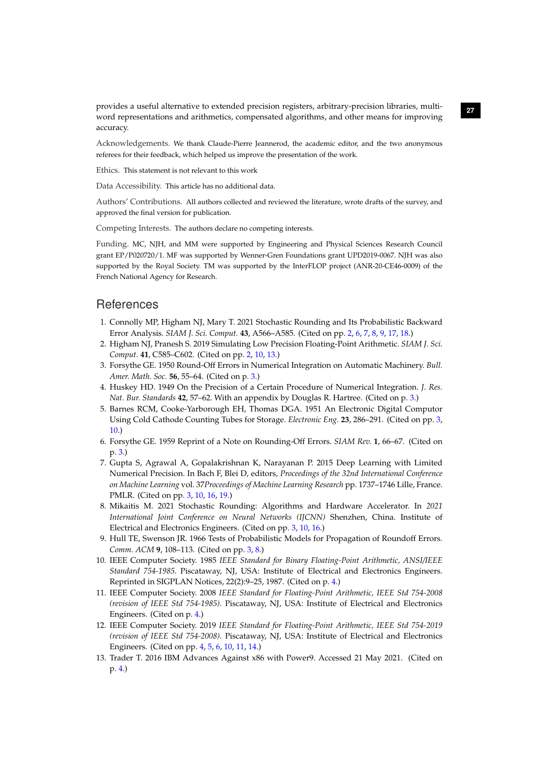provides a useful alternative to extended precision registers, arbitrary-precision libraries, multi-word representations and arithmetics, compensated algorithms, and other means for improving accuracy.

Acknowledgements. We thank Claude-Pierre Jeannerod, the academic editor, and the two anonymous referees for their feedback, which helped us improve the presentation of the work.

Ethics. This statement is not relevant to this work

Data Accessibility. This article has no additional data.

Authors' Contributions. All authors collected and reviewed the literature, wrote drafts of the survey, and approved the final version for publication.

Competing Interests. The authors declare no competing interests.

Funding. MC, NJH, and MM were supported by Engineering and Physical Sciences Research Council grant EP/P020720/1. MF was supported by Wenner-Gren Foundations grant UPD2019-0067. NJH was also supported by the Royal Society. TM was supported by the InterFLOP project (ANR-20-CE46-0009) of the French National Agency for Research.

## References

1. Connolly MP, Higham NJ, Mary T. 2021 Stochastic Rounding and Its Probabilistic Backward Error Analysis. *SIAM J. Sci. Comput.* **43**, A566–A585. (Cited on pp. 2, 6, 7, 8, 9, 17, 18.)
2. Higham NJ, Pranesh S. 2019 Simulating Low Precision Floating-Point Arithmetic. *SIAM J. Sci. Comput.* **41**, C585–C602. (Cited on pp. 2, 10, 13.)
3. Forsythe GE. 1950 Round-Off Errors in Numerical Integration on Automatic Machinery. *Bull. Amer. Math. Soc.* **56**, 55–64. (Cited on p. 3.)
4. Huskey HD. 1949 On the Precision of a Certain Procedure of Numerical Integration. *J. Res. Nat. Bur. Standards* **42**, 57–62. With an appendix by Douglas R. Hartree. (Cited on p. 3.)
5. Barnes RCM, Cooke-Yarborough EH, Thomas DGA. 1951 An Electronic Digital Computor Using Cold Cathode Counting Tubes for Storage. *Electronic Eng.* **23**, 286–291. (Cited on pp. 3, 10.)
6. Forsythe GE. 1959 Reprint of a Note on Rounding-Off Errors. *SIAM Rev.* **1**, 66–67. (Cited on p. 3.)
7. Gupta S, Agrawal A, Gopalakrishnan K, Narayanan P. 2015 Deep Learning with Limited Numerical Precision. In Bach F, Blei D, editors, *Proceedings of the 32nd International Conference on Machine Learning* vol. 37*Proceedings of Machine Learning Research* pp. 1737–1746 Lille, France. PMLR. (Cited on pp. 3, 10, 16, 19.)
8. Mikaitis M. 2021 Stochastic Rounding: Algorithms and Hardware Accelerator. In *2021 International Joint Conference on Neural Networks (IJCNN)* Shenzhen, China. Institute of Electrical and Electronics Engineers. (Cited on pp. 3, 10, 16.)
9. Hull TE, Swenson JR. 1966 Tests of Probabilistic Models for Propagation of Roundoff Errors. *Comm. ACM* **9**, 108–113. (Cited on pp. 3, 8.)
10. IEEE Computer Society. 1985 *IEEE Standard for Binary Floating-Point Arithmetic, ANSI/IEEE Standard 754-1985*. Piscataway, NJ, USA: Institute of Electrical and Electronics Engineers. Reprinted in SIGPLAN Notices, 22(2):9–25, 1987. (Cited on p. 4.)
11. IEEE Computer Society. 2008 *IEEE Standard for Floating-Point Arithmetic, IEEE Std 754-2008 (revision of IEEE Std 754-1985)*. Piscataway, NJ, USA: Institute of Electrical and Electronics Engineers. (Cited on p. 4.)
12. IEEE Computer Society. 2019 *IEEE Standard for Floating-Point Arithmetic, IEEE Std 754-2019 (revision of IEEE Std 754-2008)*. Piscataway, NJ, USA: Institute of Electrical and Electronics Engineers. (Cited on pp. 4, 5, 6, 10, 11, 14.)
13. Trader T. 2016 IBM Advances Against x86 with Power9. Accessed 21 May 2021. (Cited on p. 4.)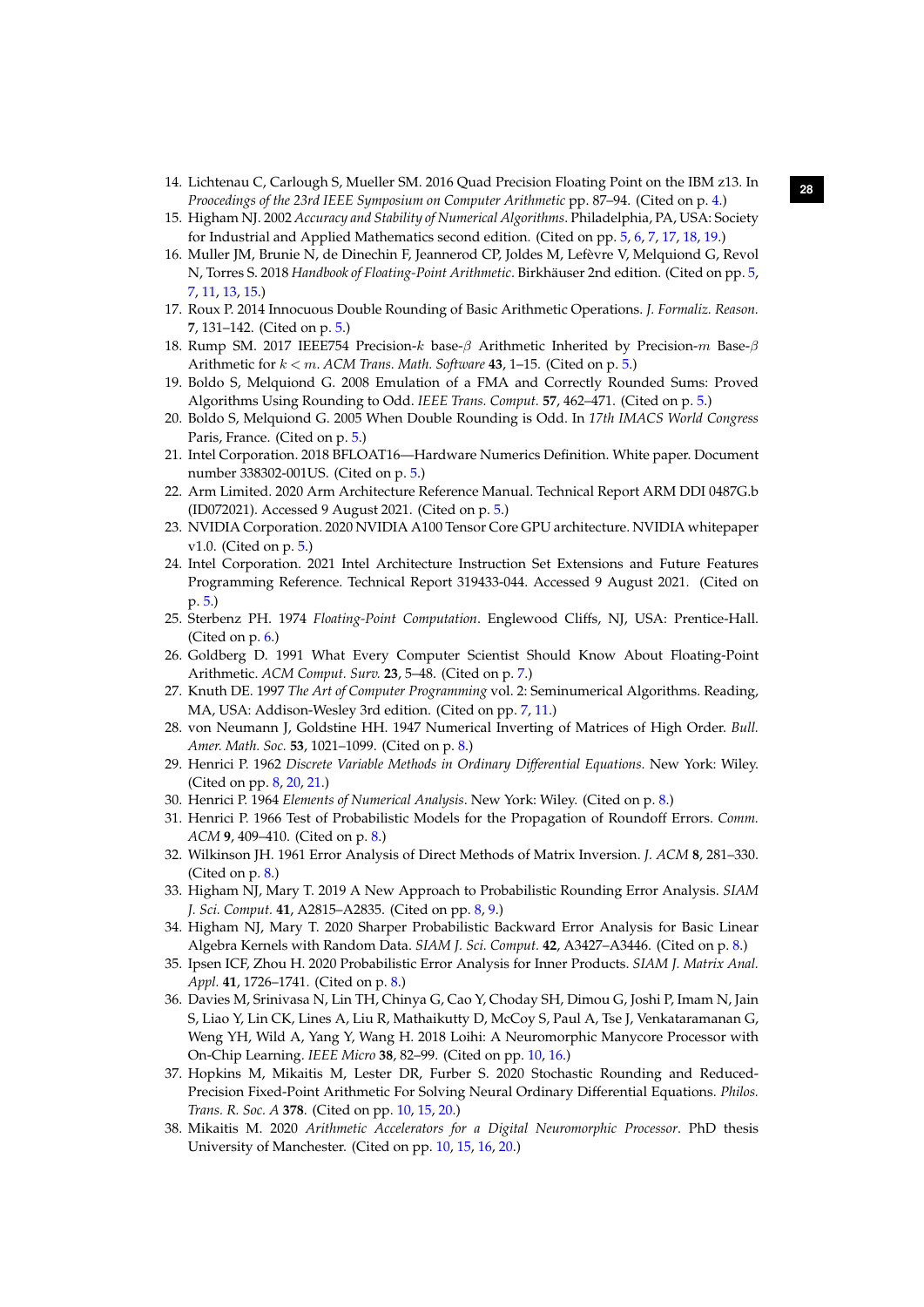14. Lichtenau C, Carlough S, Mueller SM. 2016 Quad Precision Floating Point on the IBM z13. In *Proocedings of the 23rd IEEE Symposium on Computer Arithmetic* pp. 87–94. (Cited on p. 4.)
15. Higham NJ. 2002 *Accuracy and Stability of Numerical Algorithms*. Philadelphia, PA, USA: Society for Industrial and Applied Mathematics second edition. (Cited on pp. 5, 6, 7, 17, 18, 19.)
16. Muller JM, Brunie N, de Dinechin F, Jeannerod CP, Joldes M, Lefèvre V, Melquiond G, Revol N, Torres S. 2018 *Handbook of Floating-Point Arithmetic*. Birkhäuser 2nd edition. (Cited on pp. 5, 7, 11, 13, 15.)
17. Roux P. 2014 Innocuous Double Rounding of Basic Arithmetic Operations. *J. Formaliz. Reason.* **7**, 131–142. (Cited on p. 5.)
18. Rump SM. 2017 IEEE754 Precision-$k$ base-$\beta$ Arithmetic Inherited by Precision-$m$ Base-$\beta$ Arithmetic for $k < m$. *ACM Trans. Math. Software* **43**, 1–15. (Cited on p. 5.)
19. Boldo S, Melquiond G. 2008 Emulation of a FMA and Correctly Rounded Sums: Proved Algorithms Using Rounding to Odd. *IEEE Trans. Comput.* **57**, 462–471. (Cited on p. 5.)
20. Boldo S, Melquiond G. 2005 When Double Rounding is Odd. In *17th IMACS World Congress* Paris, France. (Cited on p. 5.)
21. Intel Corporation. 2018 BFLOAT16—Hardware Numerics Definition. White paper. Document number 338302-001US. (Cited on p. 5.)
22. Arm Limited. 2020 Arm Architecture Reference Manual. Technical Report ARM DDI 0487G.b (ID072021). Accessed 9 August 2021. (Cited on p. 5.)
23. NVIDIA Corporation. 2020 NVIDIA A100 Tensor Core GPU architecture. NVIDIA whitepaper v1.0. (Cited on p. 5.)
24. Intel Corporation. 2021 Intel Architecture Instruction Set Extensions and Future Features Programming Reference. Technical Report 319433-044. Accessed 9 August 2021. (Cited on p. 5.)
25. Sterbenz PH. 1974 *Floating-Point Computation*. Englewood Cliffs, NJ, USA: Prentice-Hall. (Cited on p. 6.)
26. Goldberg D. 1991 What Every Computer Scientist Should Know About Floating-Point Arithmetic. *ACM Comput. Surv.* **23**, 5–48. (Cited on p. 7.)
27. Knuth DE. 1997 *The Art of Computer Programming* vol. 2: Seminumerical Algorithms. Reading, MA, USA: Addison-Wesley 3rd edition. (Cited on pp. 7, 11.)
28. von Neumann J, Goldstine HH. 1947 Numerical Inverting of Matrices of High Order. *Bull. Amer. Math. Soc.* **53**, 1021–1099. (Cited on p. 8.)
29. Henrici P. 1962 *Discrete Variable Methods in Ordinary Differential Equations*. New York: Wiley. (Cited on pp. 8, 20, 21.)
30. Henrici P. 1964 *Elements of Numerical Analysis*. New York: Wiley. (Cited on p. 8.)
31. Henrici P. 1966 Test of Probabilistic Models for the Propagation of Roundoff Errors. *Comm. ACM* **9**, 409–410. (Cited on p. 8.)
32. Wilkinson JH. 1961 Error Analysis of Direct Methods of Matrix Inversion. *J. ACM* **8**, 281–330. (Cited on p. 8.)
33. Higham NJ, Mary T. 2019 A New Approach to Probabilistic Rounding Error Analysis. *SIAM J. Sci. Comput.* **41**, A2815–A2835. (Cited on pp. 8, 9.)
34. Higham NJ, Mary T. 2020 Sharper Probabilistic Backward Error Analysis for Basic Linear Algebra Kernels with Random Data. *SIAM J. Sci. Comput.* **42**, A3427–A3446. (Cited on p. 8.)
35. Ipsen ICF, Zhou H. 2020 Probabilistic Error Analysis for Inner Products. *SIAM J. Matrix Anal. Appl.* **41**, 1726–1741. (Cited on p. 8.)
36. Davies M, Srinivasa N, Lin TH, Chinya G, Cao Y, Choday SH, Dimou G, Joshi P, Imam N, Jain S, Liao Y, Lin CK, Lines A, Liu R, Mathaikutty D, McCoy S, Paul A, Tse J, Venkataramanan G, Weng YH, Wild A, Yang Y, Wang H. 2018 Loihi: A Neuromorphic Manycore Processor with On-Chip Learning. *IEEE Micro* **38**, 82–99. (Cited on pp. 10, 16.)
37. Hopkins M, Mikaitis M, Lester DR, Furber S. 2020 Stochastic Rounding and Reduced-Precision Fixed-Point Arithmetic For Solving Neural Ordinary Differential Equations. *Philos. Trans. R. Soc. A* **378**. (Cited on pp. 10, 15, 20.)
38. Mikaitis M. 2020 *Arithmetic Accelerators for a Digital Neuromorphic Processor*. PhD thesis University of Manchester. (Cited on pp. 10, 15, 16, 20.)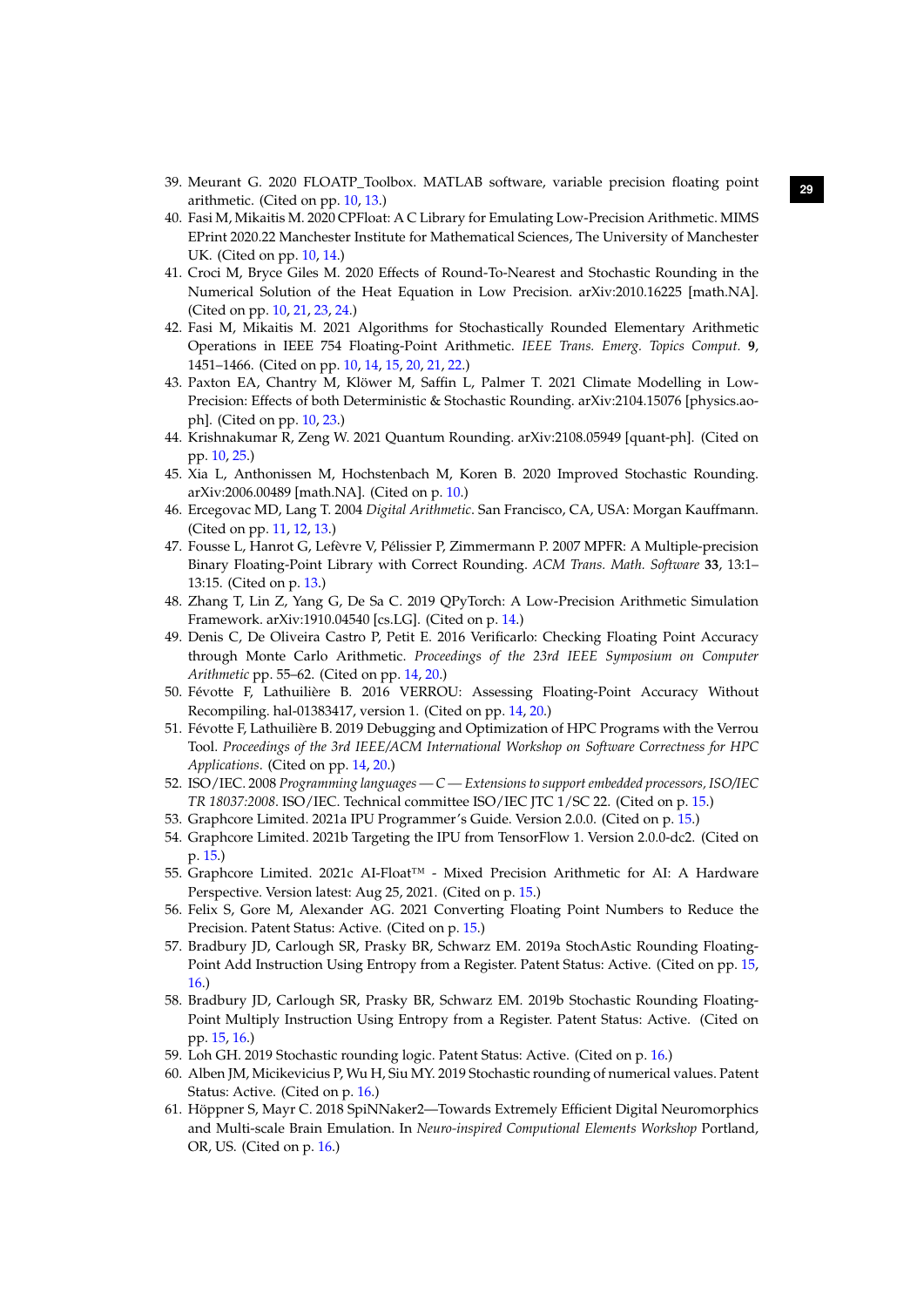39. Meurant G. 2020 FLOATP_Toolbox. MATLAB software, variable precision floating point arithmetic. (Cited on pp. 10, 13.)
40. Fasi M, Mikaitis M. 2020 CPFloat: A C Library for Emulating Low-Precision Arithmetic. MIMS EPrint 2020.22 Manchester Institute for Mathematical Sciences, The University of Manchester UK. (Cited on pp. 10, 14.)
41. Croci M, Bryce Giles M. 2020 Effects of Round-To-Nearest and Stochastic Rounding in the Numerical Solution of the Heat Equation in Low Precision. arXiv:2010.16225 [math.NA]. (Cited on pp. 10, 21, 23, 24.)
42. Fasi M, Mikaitis M. 2021 Algorithms for Stochastically Rounded Elementary Arithmetic Operations in IEEE 754 Floating-Point Arithmetic. *IEEE Trans. Emerg. Topics Comput.* **9**, 1451–1466. (Cited on pp. 10, 14, 15, 20, 21, 22.)
43. Paxton EA, Chantry M, Klöwer M, Saffin L, Palmer T. 2021 Climate Modelling in Low-Precision: Effects of both Deterministic & Stochastic Rounding. arXiv:2104.15076 [physics.ao-ph]. (Cited on pp. 10, 23.)
44. Krishnakumar R, Zeng W. 2021 Quantum Rounding. arXiv:2108.05949 [quant-ph]. (Cited on pp. 10, 25.)
45. Xia L, Anthonissen M, Hochstenbach M, Koren B. 2020 Improved Stochastic Rounding. arXiv:2006.00489 [math.NA]. (Cited on p. 10.)
46. Ercegovac MD, Lang T. 2004 *Digital Arithmetic*. San Francisco, CA, USA: Morgan Kauffmann. (Cited on pp. 11, 12, 13.)
47. Fousse L, Hanrot G, Lefèvre V, Pélissier P, Zimmermann P. 2007 MPFR: A Multiple-precision Binary Floating-Point Library with Correct Rounding. *ACM Trans. Math. Software* **33**, 13:1–13:15. (Cited on p. 13.)
48. Zhang T, Lin Z, Yang G, De Sa C. 2019 QPyTorch: A Low-Precision Arithmetic Simulation Framework. arXiv:1910.04540 [cs.LG]. (Cited on p. 14.)
49. Denis C, De Oliveira Castro P, Petit E. 2016 Verificarlo: Checking Floating Point Accuracy through Monte Carlo Arithmetic. *Proceedings of the 23rd IEEE Symposium on Computer Arithmetic* pp. 55–62. (Cited on pp. 14, 20.)
50. Févotte F, Lathuilière B. 2016 VERROU: Assessing Floating-Point Accuracy Without Recompiling. hal-01383417, version 1. (Cited on pp. 14, 20.)
51. Févotte F, Lathuilière B. 2019 Debugging and Optimization of HPC Programs with the Verrou Tool. *Proceedings of the 3rd IEEE/ACM International Workshop on Software Correctness for HPC Applications*. (Cited on pp. 14, 20.)
52. ISO/IEC. 2008 *Programming languages — C — Extensions to support embedded processors, ISO/IEC TR 18037:2008*. ISO/IEC. Technical committee ISO/IEC JTC 1/SC 22. (Cited on p. 15.)
53. Graphcore Limited. 2021a IPU Programmer's Guide. Version 2.0.0. (Cited on p. 15.)
54. Graphcore Limited. 2021b Targeting the IPU from TensorFlow 1. Version 2.0.0-dc2. (Cited on p. 15.)
55. Graphcore Limited. 2021c AI-Float™ - Mixed Precision Arithmetic for AI: A Hardware Perspective. Version latest: Aug 25, 2021. (Cited on p. 15.)
56. Felix S, Gore M, Alexander AG. 2021 Converting Floating Point Numbers to Reduce the Precision. Patent Status: Active. (Cited on p. 15.)
57. Bradbury JD, Carlough SR, Prasky BR, Schwarz EM. 2019a StochAstic Rounding Floating-Point Add Instruction Using Entropy from a Register. Patent Status: Active. (Cited on pp. 15, 16.)
58. Bradbury JD, Carlough SR, Prasky BR, Schwarz EM. 2019b Stochastic Rounding Floating-Point Multiply Instruction Using Entropy from a Register. Patent Status: Active. (Cited on pp. 15, 16.)
59. Loh GH. 2019 Stochastic rounding logic. Patent Status: Active. (Cited on p. 16.)
60. Alben JM, Micikevicius P, Wu H, Siu MY. 2019 Stochastic rounding of numerical values. Patent Status: Active. (Cited on p. 16.)
61. Höppner S, Mayr C. 2018 SpiNNaker2—Towards Extremely Efficient Digital Neuromorphics and Multi-scale Brain Emulation. In *Neuro-inspired Computional Elements Workshop* Portland, OR, US. (Cited on p. 16.)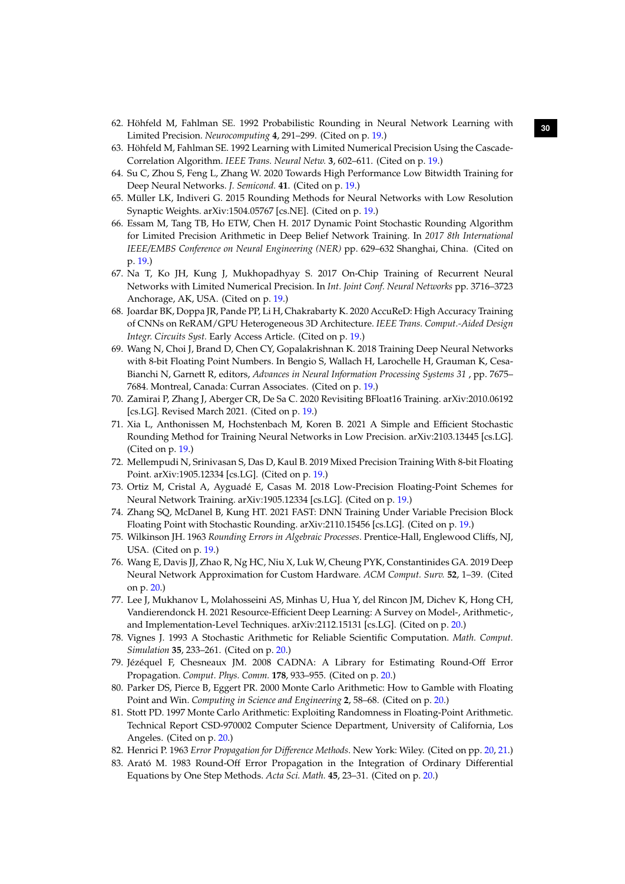62. Höhfeld M, Fahlman SE. 1992 Probabilistic Rounding in Neural Network Learning with Limited Precision. *Neurocomputing* **4**, 291–299. (Cited on p. 19.)
63. Höhfeld M, Fahlman SE. 1992 Learning with Limited Numerical Precision Using the Cascade-Correlation Algorithm. *IEEE Trans. Neural Netw.* **3**, 602–611. (Cited on p. 19.)
64. Su C, Zhou S, Feng L, Zhang W. 2020 Towards High Performance Low Bitwidth Training for Deep Neural Networks. *J. Semicond.* **41**. (Cited on p. 19.)
65. Müller LK, Indiveri G. 2015 Rounding Methods for Neural Networks with Low Resolution Synaptic Weights. arXiv:1504.05767 [cs.NE]. (Cited on p. 19.)
66. Essam M, Tang TB, Ho ETW, Chen H. 2017 Dynamic Point Stochastic Rounding Algorithm for Limited Precision Arithmetic in Deep Belief Network Training. In *2017 8th International IEEE/EMBS Conference on Neural Engineering (NER)* pp. 629–632 Shanghai, China. (Cited on p. 19.)
67. Na T, Ko JH, Kung J, Mukhopadhyay S. 2017 On-Chip Training of Recurrent Neural Networks with Limited Numerical Precision. In *Int. Joint Conf. Neural Networks* pp. 3716–3723 Anchorage, AK, USA. (Cited on p. 19.)
68. Joardar BK, Doppa JR, Pande PP, Li H, Chakrabarty K. 2020 AccuReD: High Accuracy Training of CNNs on ReRAM/GPU Heterogeneous 3D Architecture. *IEEE Trans. Comput.-Aided Design Integr. Circuits Syst.* Early Access Article. (Cited on p. 19.)
69. Wang N, Choi J, Brand D, Chen CY, Gopalakrishnan K. 2018 Training Deep Neural Networks with 8-bit Floating Point Numbers. In Bengio S, Wallach H, Larochelle H, Grauman K, Cesa-Bianchi N, Garnett R, editors, *Advances in Neural Information Processing Systems 31* , pp. 7675–7684. Montreal, Canada: Curran Associates. (Cited on p. 19.)
70. Zamirai P, Zhang J, Aberger CR, De Sa C. 2020 Revisiting BFloat16 Training. arXiv:2010.06192 [cs.LG]. Revised March 2021. (Cited on p. 19.)
71. Xia L, Anthonissen M, Hochstenbach M, Koren B. 2021 A Simple and Efficient Stochastic Rounding Method for Training Neural Networks in Low Precision. arXiv:2103.13445 [cs.LG]. (Cited on p. 19.)
72. Mellempudi N, Srinivasan S, Das D, Kaul B. 2019 Mixed Precision Training With 8-bit Floating Point. arXiv:1905.12334 [cs.LG]. (Cited on p. 19.)
73. Ortiz M, Cristal A, Ayguadé E, Casas M. 2018 Low-Precision Floating-Point Schemes for Neural Network Training. arXiv:1905.12334 [cs.LG]. (Cited on p. 19.)
74. Zhang SQ, McDanel B, Kung HT. 2021 FAST: DNN Training Under Variable Precision Block Floating Point with Stochastic Rounding. arXiv:2110.15456 [cs.LG]. (Cited on p. 19.)
75. Wilkinson JH. 1963 *Rounding Errors in Algebraic Processes*. Prentice-Hall, Englewood Cliffs, NJ, USA. (Cited on p. 19.)
76. Wang E, Davis JJ, Zhao R, Ng HC, Niu X, Luk W, Cheung PYK, Constantinides GA. 2019 Deep Neural Network Approximation for Custom Hardware. *ACM Comput. Surv.* **52**, 1–39. (Cited on p. 20.)
77. Lee J, Mukhanov L, Molahosseini AS, Minhas U, Hua Y, del Rincon JM, Dichev K, Hong CH, Vandierendonck H. 2021 Resource-Efficient Deep Learning: A Survey on Model-, Arithmetic-, and Implementation-Level Techniques. arXiv:2112.15131 [cs.LG]. (Cited on p. 20.)
78. Vignes J. 1993 A Stochastic Arithmetic for Reliable Scientific Computation. *Math. Comput. Simulation* **35**, 233–261. (Cited on p. 20.)
79. Jézéquel F, Chesneaux JM. 2008 CADNA: A Library for Estimating Round-Off Error Propagation. *Comput. Phys. Comm.* **178**, 933–955. (Cited on p. 20.)
80. Parker DS, Pierce B, Eggert PR. 2000 Monte Carlo Arithmetic: How to Gamble with Floating Point and Win. *Computing in Science and Engineering* **2**, 58–68. (Cited on p. 20.)
81. Stott PD. 1997 Monte Carlo Arithmetic: Exploiting Randomness in Floating-Point Arithmetic. Technical Report CSD-970002 Computer Science Department, University of California, Los Angeles. (Cited on p. 20.)
82. Henrici P. 1963 *Error Propagation for Difference Methods*. New York: Wiley. (Cited on pp. 20, 21.)
83. Arató M. 1983 Round-Off Error Propagation in the Integration of Ordinary Differential Equations by One Step Methods. *Acta Sci. Math.* **45**, 23–31. (Cited on p. 20.)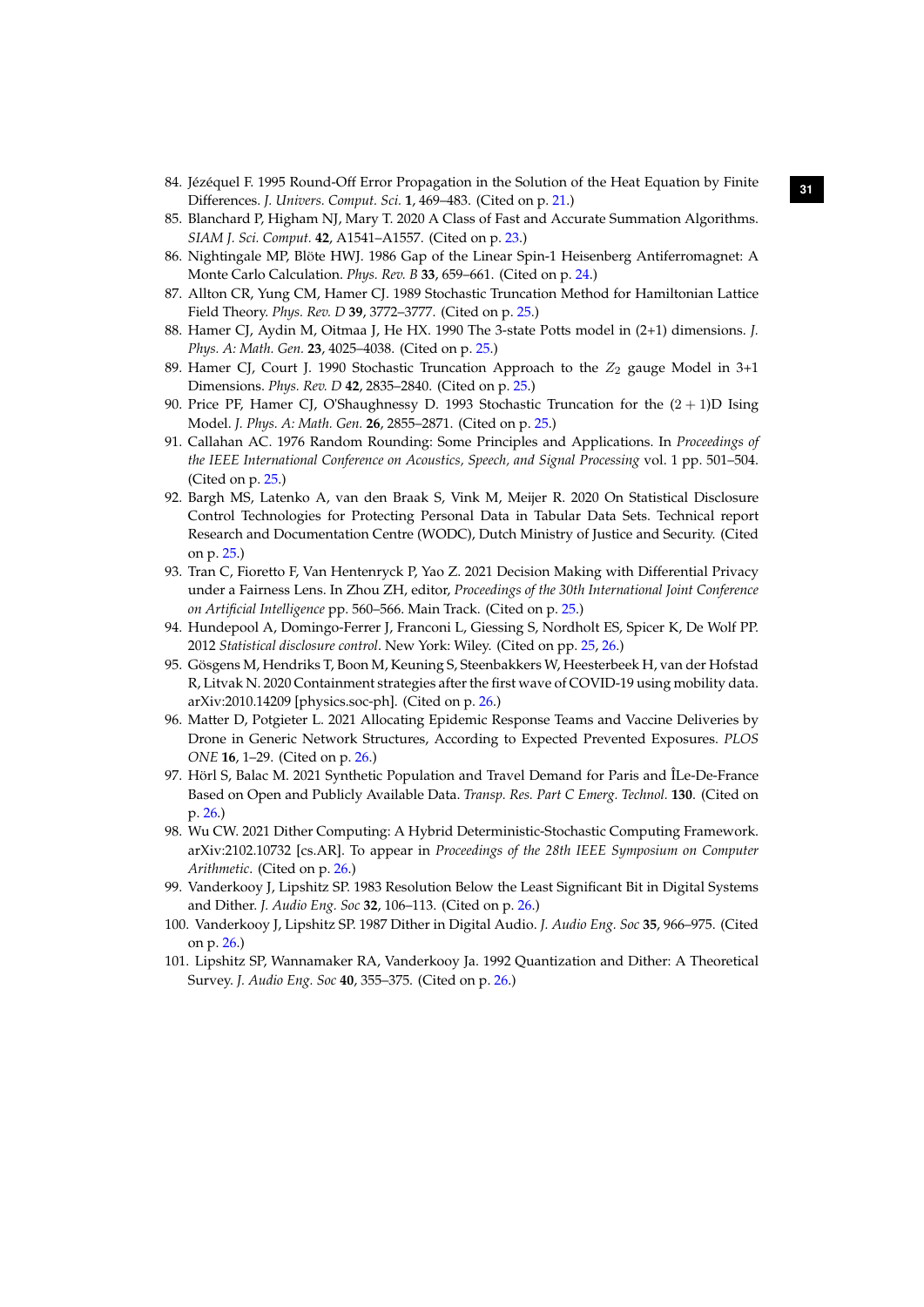84. Jézéquel F. 1995 Round-Off Error Propagation in the Solution of the Heat Equation by Finite Differences. *J. Univers. Comput. Sci.* **1**, 469–483. (Cited on p. 21.)
85. Blanchard P, Higham NJ, Mary T. 2020 A Class of Fast and Accurate Summation Algorithms. *SIAM J. Sci. Comput.* **42**, A1541–A1557. (Cited on p. 23.)
86. Nightingale MP, Blöte HWJ. 1986 Gap of the Linear Spin-1 Heisenberg Antiferromagnet: A Monte Carlo Calculation. *Phys. Rev. B* **33**, 659–661. (Cited on p. 24.)
87. Allton CR, Yung CM, Hamer CJ. 1989 Stochastic Truncation Method for Hamiltonian Lattice Field Theory. *Phys. Rev. D* **39**, 3772–3777. (Cited on p. 25.)
88. Hamer CJ, Aydin M, Oitmaa J, He HX. 1990 The 3-state Potts model in (2+1) dimensions. *J. Phys. A: Math. Gen.* **23**, 4025–4038. (Cited on p. 25.)
89. Hamer CJ, Court J. 1990 Stochastic Truncation Approach to the $Z_2$ gauge Model in 3+1 Dimensions. *Phys. Rev. D* **42**, 2835–2840. (Cited on p. 25.)
90. Price PF, Hamer CJ, O'Shaughnessy D. 1993 Stochastic Truncation for the $(2+1)$D Ising Model. *J. Phys. A: Math. Gen.* **26**, 2855–2871. (Cited on p. 25.)
91. Callahan AC. 1976 Random Rounding: Some Principles and Applications. In *Proceedings of the IEEE International Conference on Acoustics, Speech, and Signal Processing* vol. 1 pp. 501–504. (Cited on p. 25.)
92. Bargh MS, Latenko A, van den Braak S, Vink M, Meijer R. 2020 On Statistical Disclosure Control Technologies for Protecting Personal Data in Tabular Data Sets. Technical report Research and Documentation Centre (WODC), Dutch Ministry of Justice and Security. (Cited on p. 25.)
93. Tran C, Fioretto F, Van Hentenryck P, Yao Z. 2021 Decision Making with Differential Privacy under a Fairness Lens. In Zhou ZH, editor, *Proceedings of the 30th International Joint Conference on Artificial Intelligence* pp. 560–566. Main Track. (Cited on p. 25.)
94. Hundepool A, Domingo-Ferrer J, Franconi L, Giessing S, Nordholt ES, Spicer K, De Wolf PP. 2012 *Statistical disclosure control*. New York: Wiley. (Cited on pp. 25, 26.)
95. Gösgens M, Hendriks T, Boon M, Keuning S, Steenbakkers W, Heesterbeek H, van der Hofstad R, Litvak N. 2020 Containment strategies after the first wave of COVID-19 using mobility data. arXiv:2010.14209 [physics.soc-ph]. (Cited on p. 26.)
96. Matter D, Potgieter L. 2021 Allocating Epidemic Response Teams and Vaccine Deliveries by Drone in Generic Network Structures, According to Expected Prevented Exposures. *PLOS ONE* **16**, 1–29. (Cited on p. 26.)
97. Hörl S, Balac M. 2021 Synthetic Population and Travel Demand for Paris and ÎLe-De-France Based on Open and Publicly Available Data. *Transp. Res. Part C Emerg. Technol.* **130**. (Cited on p. 26.)
98. Wu CW. 2021 Dither Computing: A Hybrid Deterministic-Stochastic Computing Framework. arXiv:2102.10732 [cs.AR]. To appear in *Proceedings of the 28th IEEE Symposium on Computer Arithmetic*. (Cited on p. 26.)
99. Vanderkooy J, Lipshitz SP. 1983 Resolution Below the Least Significant Bit in Digital Systems and Dither. *J. Audio Eng. Soc* **32**, 106–113. (Cited on p. 26.)
100. Vanderkooy J, Lipshitz SP. 1987 Dither in Digital Audio. *J. Audio Eng. Soc* **35**, 966–975. (Cited on p. 26.)
101. Lipshitz SP, Wannamaker RA, Vanderkooy Ja. 1992 Quantization and Dither: A Theoretical Survey. *J. Audio Eng. Soc* **40**, 355–375. (Cited on p. 26.)